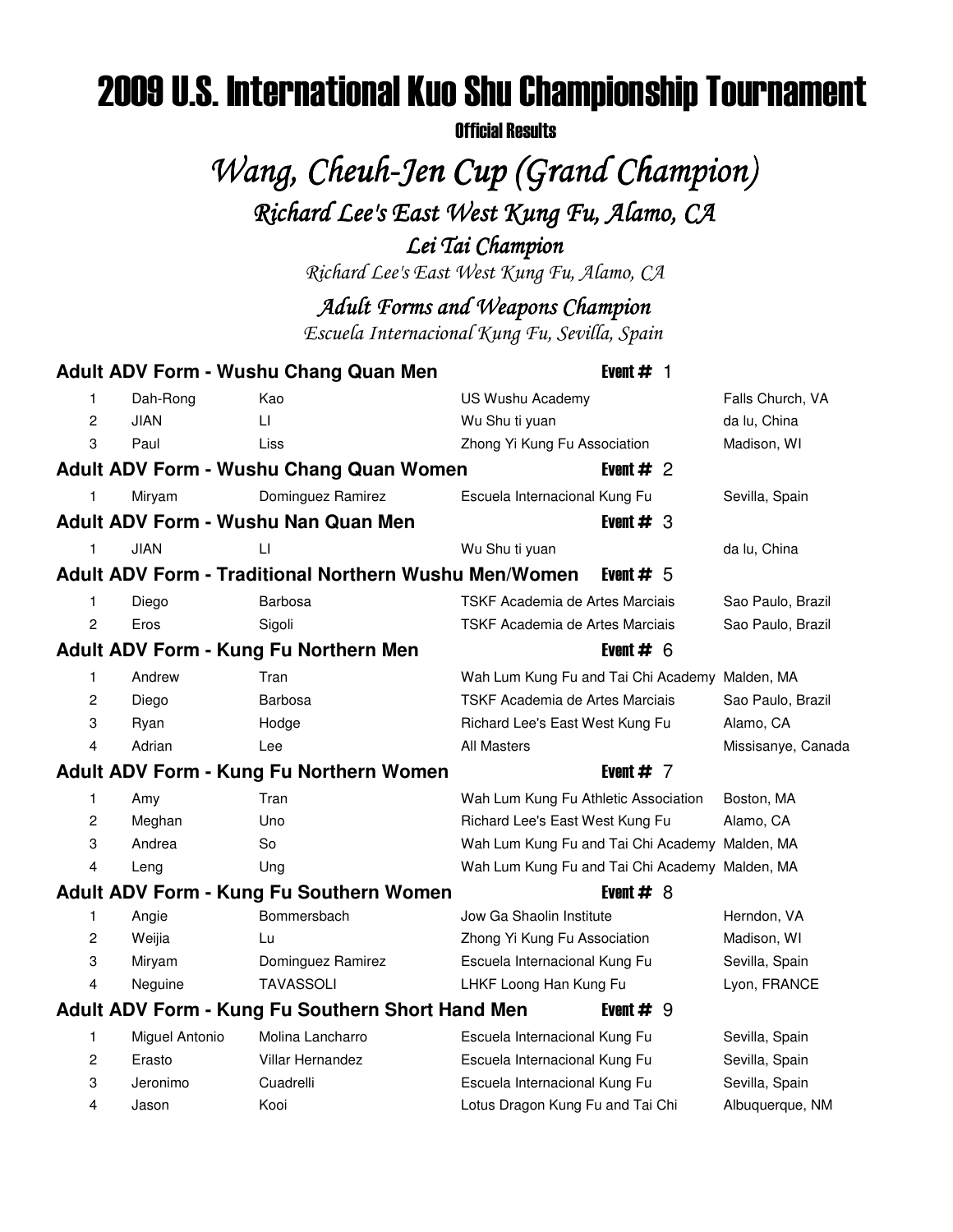# 2009 U.S. International Kuo Shu Championship Tournament

**Official Results**

## *Wang, Cheuh-Jen Cup (Grand Champion)*

### *Richard Lee's East West Kung Fu, Alamo, CA*

### *Lei Tai Champion*

*Richard Lee's East West Kung Fu, Alamo, CA*

### *Adult Forms and Weapons Champion*

*Escuela Internacional Kung Fu, Sevilla, Spain*

**Adult ADV Form - Wushu Chang Quan Men** — **Event #** 1

| | | | | |
|---|---|---|---|---|
| 1 | Dah-Rong | Kao | US Wushu Academy | Falls Church, VA |
| 2 | JIAN | LI | Wu Shu ti yuan | da lu, China |
| 3 | Paul | Liss | Zhong Yi Kung Fu Association | Madison, WI |

**Adult ADV Form - Wushu Chang Quan Women** — **Event #** 2

| | | | | |
|---|---|---|---|---|
| 1 | Miryam | Dominguez Ramirez | Escuela Internacional Kung Fu | Sevilla, Spain |

**Adult ADV Form - Wushu Nan Quan Men** — **Event #** 3

| | | | | |
|---|---|---|---|---|
| 1 | JIAN | LI | Wu Shu ti yuan | da lu, China |

**Adult ADV Form - Traditional Northern Wushu Men/Women** — **Event #** 5

| | | | | |
|---|---|---|---|---|
| 1 | Diego | Barbosa | TSKF Academia de Artes Marciais | Sao Paulo, Brazil |
| 2 | Eros | Sigoli | TSKF Academia de Artes Marciais | Sao Paulo, Brazil |

**Adult ADV Form - Kung Fu Northern Men** — **Event #** 6

| | | | | |
|---|---|---|---|---|
| 1 | Andrew | Tran | Wah Lum Kung Fu and Tai Chi Academy | Malden, MA |
| 2 | Diego | Barbosa | TSKF Academia de Artes Marciais | Sao Paulo, Brazil |
| 3 | Ryan | Hodge | Richard Lee's East West Kung Fu | Alamo, CA |
| 4 | Adrian | Lee | All Masters | Missisanye, Canada |

**Adult ADV Form - Kung Fu Northern Women** — **Event #** 7

| | | | | |
|---|---|---|---|---|
| 1 | Amy | Tran | Wah Lum Kung Fu Athletic Association | Boston, MA |
| 2 | Meghan | Uno | Richard Lee's East West Kung Fu | Alamo, CA |
| 3 | Andrea | So | Wah Lum Kung Fu and Tai Chi Academy | Malden, MA |
| 4 | Leng | Ung | Wah Lum Kung Fu and Tai Chi Academy | Malden, MA |

**Adult ADV Form - Kung Fu Southern Women** — **Event #** 8

| | | | | |
|---|---|---|---|---|
| 1 | Angie | Bommersbach | Jow Ga Shaolin Institute | Herndon, VA |
| 2 | Weijia | Lu | Zhong Yi Kung Fu Association | Madison, WI |
| 3 | Miryam | Dominguez Ramirez | Escuela Internacional Kung Fu | Sevilla, Spain |
| 4 | Neguine | TAVASSOLI | LHKF Loong Han Kung Fu | Lyon, FRANCE |

**Adult ADV Form - Kung Fu Southern Short Hand Men** — **Event #** 9

| | | | | |
|---|---|---|---|---|
| 1 | Miguel Antonio | Molina Lancharro | Escuela Internacional Kung Fu | Sevilla, Spain |
| 2 | Erasto | Villar Hernandez | Escuela Internacional Kung Fu | Sevilla, Spain |
| 3 | Jeronimo | Cuadrelli | Escuela Internacional Kung Fu | Sevilla, Spain |
| 4 | Jason | Kooi | Lotus Dragon Kung Fu and Tai Chi | Albuquerque, NM |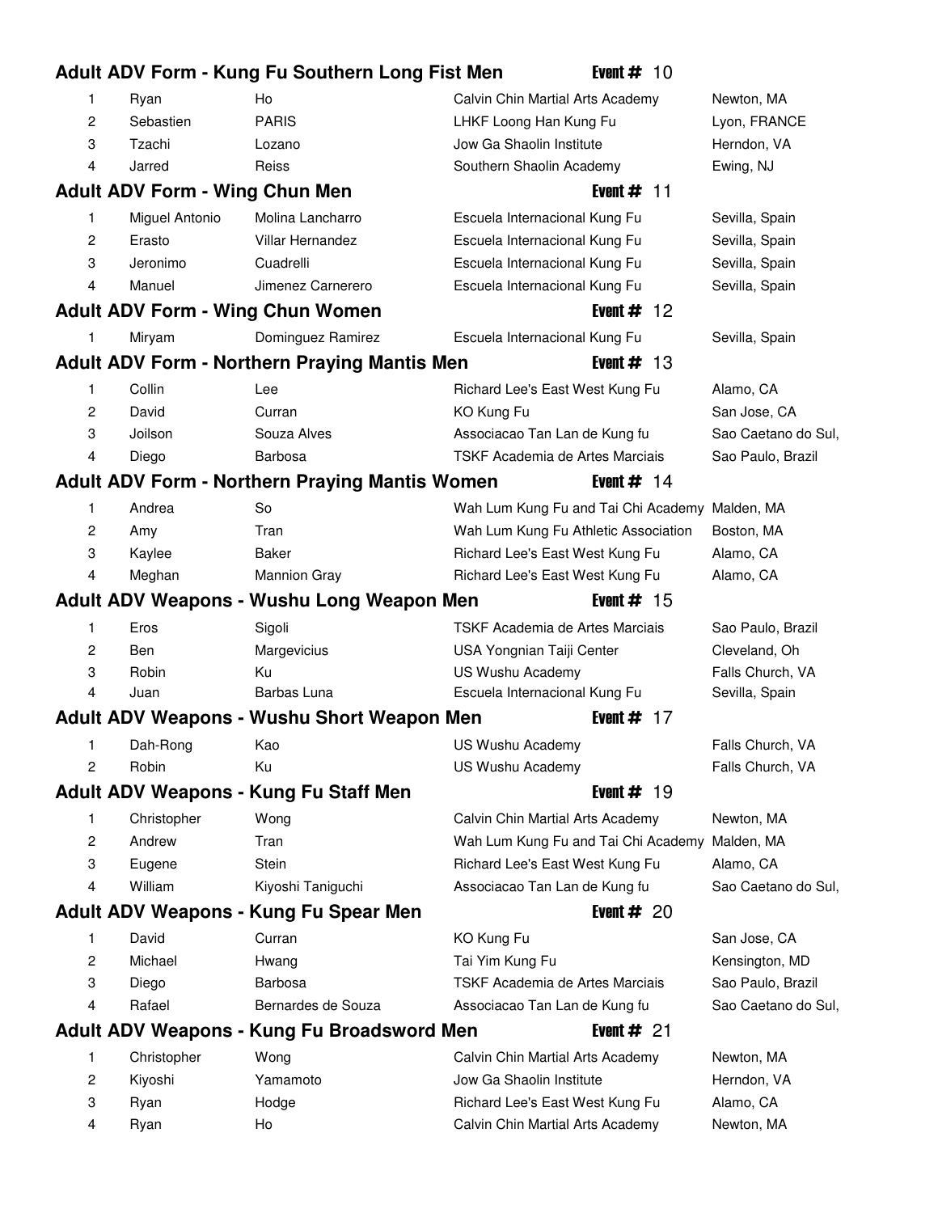## Adult ADV Form - Kung Fu Southern Long Fist Men — Event # 10

| | | | | |
|---|---|---|---|---|
| 1 | Ryan | Ho | Calvin Chin Martial Arts Academy | Newton, MA |
| 2 | Sebastien | PARIS | LHKF Loong Han Kung Fu | Lyon, FRANCE |
| 3 | Tzachi | Lozano | Jow Ga Shaolin Institute | Herndon, VA |
| 4 | Jarred | Reiss | Southern Shaolin Academy | Ewing, NJ |

## Adult ADV Form - Wing Chun Men — Event # 11

| | | | | |
|---|---|---|---|---|
| 1 | Miguel Antonio | Molina Lancharro | Escuela Internacional Kung Fu | Sevilla, Spain |
| 2 | Erasto | Villar Hernandez | Escuela Internacional Kung Fu | Sevilla, Spain |
| 3 | Jeronimo | Cuadrelli | Escuela Internacional Kung Fu | Sevilla, Spain |
| 4 | Manuel | Jimenez Carnerero | Escuela Internacional Kung Fu | Sevilla, Spain |

## Adult ADV Form - Wing Chun Women — Event # 12

| | | | | |
|---|---|---|---|---|
| 1 | Miryam | Dominguez Ramirez | Escuela Internacional Kung Fu | Sevilla, Spain |

## Adult ADV Form - Northern Praying Mantis Men — Event # 13

| | | | | |
|---|---|---|---|---|
| 1 | Collin | Lee | Richard Lee's East West Kung Fu | Alamo, CA |
| 2 | David | Curran | KO Kung Fu | San Jose, CA |
| 3 | Joilson | Souza Alves | Associacao Tan Lan de Kung fu | Sao Caetano do Sul, |
| 4 | Diego | Barbosa | TSKF Academia de Artes Marciais | Sao Paulo, Brazil |

## Adult ADV Form - Northern Praying Mantis Women — Event # 14

| | | | | |
|---|---|---|---|---|
| 1 | Andrea | So | Wah Lum Kung Fu and Tai Chi Academy | Malden, MA |
| 2 | Amy | Tran | Wah Lum Kung Fu Athletic Association | Boston, MA |
| 3 | Kaylee | Baker | Richard Lee's East West Kung Fu | Alamo, CA |
| 4 | Meghan | Mannion Gray | Richard Lee's East West Kung Fu | Alamo, CA |

## Adult ADV Weapons - Wushu Long Weapon Men — Event # 15

| | | | | |
|---|---|---|---|---|
| 1 | Eros | Sigoli | TSKF Academia de Artes Marciais | Sao Paulo, Brazil |
| 2 | Ben | Margevicius | USA Yongnian Taiji Center | Cleveland, Oh |
| 3 | Robin | Ku | US Wushu Academy | Falls Church, VA |
| 4 | Juan | Barbas Luna | Escuela Internacional Kung Fu | Sevilla, Spain |

## Adult ADV Weapons - Wushu Short Weapon Men — Event # 17

| | | | | |
|---|---|---|---|---|
| 1 | Dah-Rong | Kao | US Wushu Academy | Falls Church, VA |
| 2 | Robin | Ku | US Wushu Academy | Falls Church, VA |

## Adult ADV Weapons - Kung Fu Staff Men — Event # 19

| | | | | |
|---|---|---|---|---|
| 1 | Christopher | Wong | Calvin Chin Martial Arts Academy | Newton, MA |
| 2 | Andrew | Tran | Wah Lum Kung Fu and Tai Chi Academy | Malden, MA |
| 3 | Eugene | Stein | Richard Lee's East West Kung Fu | Alamo, CA |
| 4 | William | Kiyoshi Taniguchi | Associacao Tan Lan de Kung fu | Sao Caetano do Sul, |

## Adult ADV Weapons - Kung Fu Spear Men — Event # 20

| | | | | |
|---|---|---|---|---|
| 1 | David | Curran | KO Kung Fu | San Jose, CA |
| 2 | Michael | Hwang | Tai Yim Kung Fu | Kensington, MD |
| 3 | Diego | Barbosa | TSKF Academia de Artes Marciais | Sao Paulo, Brazil |
| 4 | Rafael | Bernardes de Souza | Associacao Tan Lan de Kung fu | Sao Caetano do Sul, |

## Adult ADV Weapons - Kung Fu Broadsword Men — Event # 21

| | | | | |
|---|---|---|---|---|
| 1 | Christopher | Wong | Calvin Chin Martial Arts Academy | Newton, MA |
| 2 | Kiyoshi | Yamamoto | Jow Ga Shaolin Institute | Herndon, VA |
| 3 | Ryan | Hodge | Richard Lee's East West Kung Fu | Alamo, CA |
| 4 | Ryan | Ho | Calvin Chin Martial Arts Academy | Newton, MA |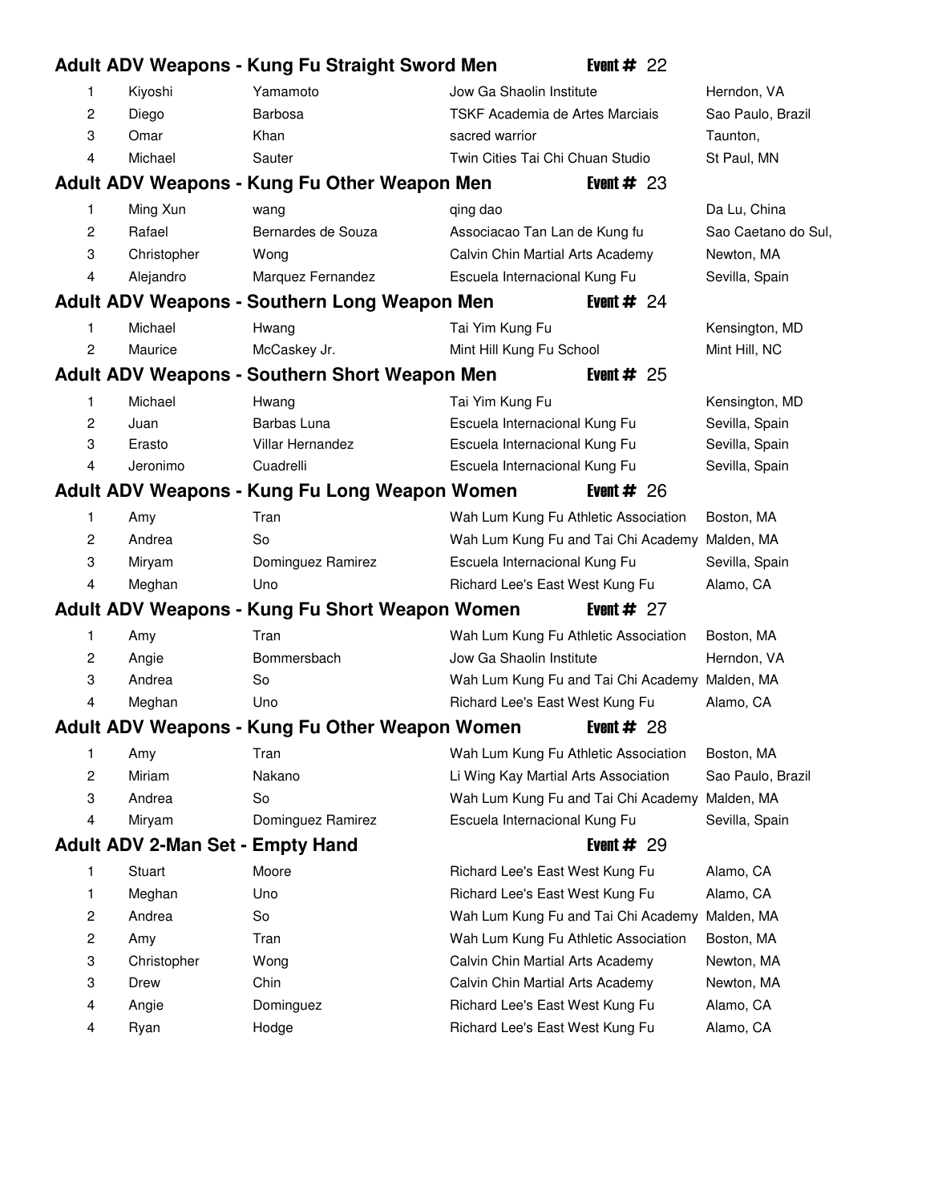## Adult ADV Weapons - Kung Fu Straight Sword Men — Event # 22

| Place | First Name | Last Name | School | Location |
|---|---|---|---|---|
| 1 | Kiyoshi | Yamamoto | Jow Ga Shaolin Institute | Herndon, VA |
| 2 | Diego | Barbosa | TSKF Academia de Artes Marciais | Sao Paulo, Brazil |
| 3 | Omar | Khan | sacred warrior | Taunton, |
| 4 | Michael | Sauter | Twin Cities Tai Chi Chuan Studio | St Paul, MN |

## Adult ADV Weapons - Kung Fu Other Weapon Men — Event # 23

| Place | First Name | Last Name | School | Location |
|---|---|---|---|---|
| 1 | Ming Xun | wang | qing dao | Da Lu, China |
| 2 | Rafael | Bernardes de Souza | Associacao Tan Lan de Kung fu | Sao Caetano do Sul, |
| 3 | Christopher | Wong | Calvin Chin Martial Arts Academy | Newton, MA |
| 4 | Alejandro | Marquez Fernandez | Escuela Internacional Kung Fu | Sevilla, Spain |

## Adult ADV Weapons - Southern Long Weapon Men — Event # 24

| Place | First Name | Last Name | School | Location |
|---|---|---|---|---|
| 1 | Michael | Hwang | Tai Yim Kung Fu | Kensington, MD |
| 2 | Maurice | McCaskey Jr. | Mint Hill Kung Fu School | Mint Hill, NC |

## Adult ADV Weapons - Southern Short Weapon Men — Event # 25

| Place | First Name | Last Name | School | Location |
|---|---|---|---|---|
| 1 | Michael | Hwang | Tai Yim Kung Fu | Kensington, MD |
| 2 | Juan | Barbas Luna | Escuela Internacional Kung Fu | Sevilla, Spain |
| 3 | Erasto | Villar Hernandez | Escuela Internacional Kung Fu | Sevilla, Spain |
| 4 | Jeronimo | Cuadrelli | Escuela Internacional Kung Fu | Sevilla, Spain |

## Adult ADV Weapons - Kung Fu Long Weapon Women — Event # 26

| Place | First Name | Last Name | School | Location |
|---|---|---|---|---|
| 1 | Amy | Tran | Wah Lum Kung Fu Athletic Association | Boston, MA |
| 2 | Andrea | So | Wah Lum Kung Fu and Tai Chi Academy | Malden, MA |
| 3 | Miryam | Dominguez Ramirez | Escuela Internacional Kung Fu | Sevilla, Spain |
| 4 | Meghan | Uno | Richard Lee's East West Kung Fu | Alamo, CA |

## Adult ADV Weapons - Kung Fu Short Weapon Women — Event # 27

| Place | First Name | Last Name | School | Location |
|---|---|---|---|---|
| 1 | Amy | Tran | Wah Lum Kung Fu Athletic Association | Boston, MA |
| 2 | Angie | Bommersbach | Jow Ga Shaolin Institute | Herndon, VA |
| 3 | Andrea | So | Wah Lum Kung Fu and Tai Chi Academy | Malden, MA |
| 4 | Meghan | Uno | Richard Lee's East West Kung Fu | Alamo, CA |

## Adult ADV Weapons - Kung Fu Other Weapon Women — Event # 28

| Place | First Name | Last Name | School | Location |
|---|---|---|---|---|
| 1 | Amy | Tran | Wah Lum Kung Fu Athletic Association | Boston, MA |
| 2 | Miriam | Nakano | Li Wing Kay Martial Arts Association | Sao Paulo, Brazil |
| 3 | Andrea | So | Wah Lum Kung Fu and Tai Chi Academy | Malden, MA |
| 4 | Miryam | Dominguez Ramirez | Escuela Internacional Kung Fu | Sevilla, Spain |

## Adult ADV 2-Man Set - Empty Hand — Event # 29

| Place | First Name | Last Name | School | Location |
|---|---|---|---|---|
| 1 | Stuart | Moore | Richard Lee's East West Kung Fu | Alamo, CA |
| 1 | Meghan | Uno | Richard Lee's East West Kung Fu | Alamo, CA |
| 2 | Andrea | So | Wah Lum Kung Fu and Tai Chi Academy | Malden, MA |
| 2 | Amy | Tran | Wah Lum Kung Fu Athletic Association | Boston, MA |
| 3 | Christopher | Wong | Calvin Chin Martial Arts Academy | Newton, MA |
| 3 | Drew | Chin | Calvin Chin Martial Arts Academy | Newton, MA |
| 4 | Angie | Dominguez | Richard Lee's East West Kung Fu | Alamo, CA |
| 4 | Ryan | Hodge | Richard Lee's East West Kung Fu | Alamo, CA |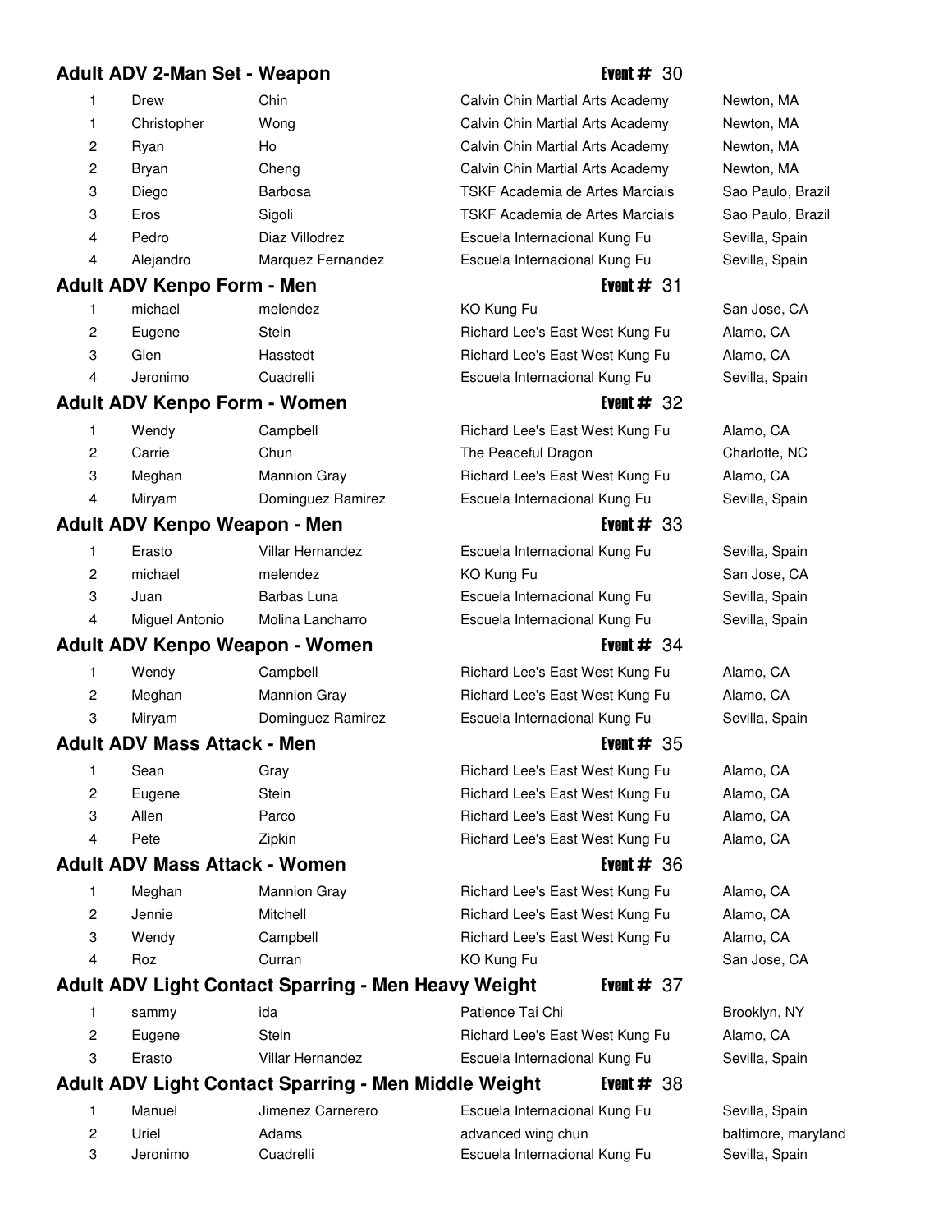## Adult ADV 2-Man Set - Weapon

**Event #** 30

| Place | First Name | Last Name | School | Location |
|---|---|---|---|---|
| 1 | Drew | Chin | Calvin Chin Martial Arts Academy | Newton, MA |
| 1 | Christopher | Wong | Calvin Chin Martial Arts Academy | Newton, MA |
| 2 | Ryan | Ho | Calvin Chin Martial Arts Academy | Newton, MA |
| 2 | Bryan | Cheng | Calvin Chin Martial Arts Academy | Newton, MA |
| 3 | Diego | Barbosa | TSKF Academia de Artes Marciais | Sao Paulo, Brazil |
| 3 | Eros | Sigoli | TSKF Academia de Artes Marciais | Sao Paulo, Brazil |
| 4 | Pedro | Diaz Villodrez | Escuela Internacional Kung Fu | Sevilla, Spain |
| 4 | Alejandro | Marquez Fernandez | Escuela Internacional Kung Fu | Sevilla, Spain |

## Adult ADV Kenpo Form - Men

**Event #** 31

| Place | First Name | Last Name | School | Location |
|---|---|---|---|---|
| 1 | michael | melendez | KO Kung Fu | San Jose, CA |
| 2 | Eugene | Stein | Richard Lee's East West Kung Fu | Alamo, CA |
| 3 | Glen | Hasstedt | Richard Lee's East West Kung Fu | Alamo, CA |
| 4 | Jeronimo | Cuadrelli | Escuela Internacional Kung Fu | Sevilla, Spain |

## Adult ADV Kenpo Form - Women

**Event #** 32

| Place | First Name | Last Name | School | Location |
|---|---|---|---|---|
| 1 | Wendy | Campbell | Richard Lee's East West Kung Fu | Alamo, CA |
| 2 | Carrie | Chun | The Peaceful Dragon | Charlotte, NC |
| 3 | Meghan | Mannion Gray | Richard Lee's East West Kung Fu | Alamo, CA |
| 4 | Miryam | Dominguez Ramirez | Escuela Internacional Kung Fu | Sevilla, Spain |

## Adult ADV Kenpo Weapon - Men

**Event #** 33

| Place | First Name | Last Name | School | Location |
|---|---|---|---|---|
| 1 | Erasto | Villar Hernandez | Escuela Internacional Kung Fu | Sevilla, Spain |
| 2 | michael | melendez | KO Kung Fu | San Jose, CA |
| 3 | Juan | Barbas Luna | Escuela Internacional Kung Fu | Sevilla, Spain |
| 4 | Miguel Antonio | Molina Lancharro | Escuela Internacional Kung Fu | Sevilla, Spain |

## Adult ADV Kenpo Weapon - Women

**Event #** 34

| Place | First Name | Last Name | School | Location |
|---|---|---|---|---|
| 1 | Wendy | Campbell | Richard Lee's East West Kung Fu | Alamo, CA |
| 2 | Meghan | Mannion Gray | Richard Lee's East West Kung Fu | Alamo, CA |
| 3 | Miryam | Dominguez Ramirez | Escuela Internacional Kung Fu | Sevilla, Spain |

## Adult ADV Mass Attack - Men

**Event #** 35

| Place | First Name | Last Name | School | Location |
|---|---|---|---|---|
| 1 | Sean | Gray | Richard Lee's East West Kung Fu | Alamo, CA |
| 2 | Eugene | Stein | Richard Lee's East West Kung Fu | Alamo, CA |
| 3 | Allen | Parco | Richard Lee's East West Kung Fu | Alamo, CA |
| 4 | Pete | Zipkin | Richard Lee's East West Kung Fu | Alamo, CA |

## Adult ADV Mass Attack - Women

**Event #** 36

| Place | First Name | Last Name | School | Location |
|---|---|---|---|---|
| 1 | Meghan | Mannion Gray | Richard Lee's East West Kung Fu | Alamo, CA |
| 2 | Jennie | Mitchell | Richard Lee's East West Kung Fu | Alamo, CA |
| 3 | Wendy | Campbell | Richard Lee's East West Kung Fu | Alamo, CA |
| 4 | Roz | Curran | KO Kung Fu | San Jose, CA |

## Adult ADV Light Contact Sparring - Men Heavy Weight

**Event #** 37

| Place | First Name | Last Name | School | Location |
|---|---|---|---|---|
| 1 | sammy | ida | Patience Tai Chi | Brooklyn, NY |
| 2 | Eugene | Stein | Richard Lee's East West Kung Fu | Alamo, CA |
| 3 | Erasto | Villar Hernandez | Escuela Internacional Kung Fu | Sevilla, Spain |

## Adult ADV Light Contact Sparring - Men Middle Weight

**Event #** 38

| Place | First Name | Last Name | School | Location |
|---|---|---|---|---|
| 1 | Manuel | Jimenez Carnerero | Escuela Internacional Kung Fu | Sevilla, Spain |
| 2 | Uriel | Adams | advanced wing chun | baltimore, maryland |
| 3 | Jeronimo | Cuadrelli | Escuela Internacional Kung Fu | Sevilla, Spain |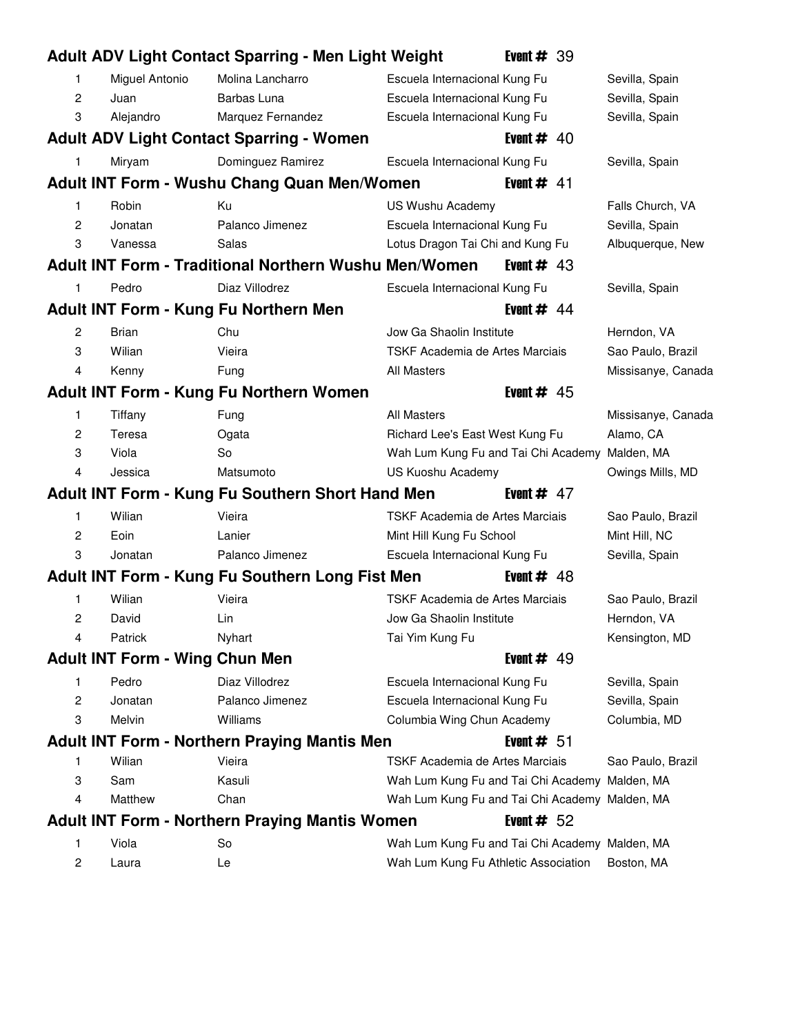## Adult ADV Light Contact Sparring - Men Light Weight — Event # 39

| | | | | |
|---|---|---|---|---|
| 1 | Miguel Antonio | Molina Lancharro | Escuela Internacional Kung Fu | Sevilla, Spain |
| 2 | Juan | Barbas Luna | Escuela Internacional Kung Fu | Sevilla, Spain |
| 3 | Alejandro | Marquez Fernandez | Escuela Internacional Kung Fu | Sevilla, Spain |

## Adult ADV Light Contact Sparring - Women — Event # 40

| | | | | |
|---|---|---|---|---|
| 1 | Miryam | Dominguez Ramirez | Escuela Internacional Kung Fu | Sevilla, Spain |

## Adult INT Form - Wushu Chang Quan Men/Women — Event # 41

| | | | | |
|---|---|---|---|---|
| 1 | Robin | Ku | US Wushu Academy | Falls Church, VA |
| 2 | Jonatan | Palanco Jimenez | Escuela Internacional Kung Fu | Sevilla, Spain |
| 3 | Vanessa | Salas | Lotus Dragon Tai Chi and Kung Fu | Albuquerque, New |

## Adult INT Form - Traditional Northern Wushu Men/Women — Event # 43

| | | | | |
|---|---|---|---|---|
| 1 | Pedro | Diaz Villodrez | Escuela Internacional Kung Fu | Sevilla, Spain |

## Adult INT Form - Kung Fu Northern Men — Event # 44

| | | | | |
|---|---|---|---|---|
| 2 | Brian | Chu | Jow Ga Shaolin Institute | Herndon, VA |
| 3 | Wilian | Vieira | TSKF Academia de Artes Marciais | Sao Paulo, Brazil |
| 4 | Kenny | Fung | All Masters | Missisanye, Canada |

## Adult INT Form - Kung Fu Northern Women — Event # 45

| | | | | |
|---|---|---|---|---|
| 1 | Tiffany | Fung | All Masters | Missisanye, Canada |
| 2 | Teresa | Ogata | Richard Lee's East West Kung Fu | Alamo, CA |
| 3 | Viola | So | Wah Lum Kung Fu and Tai Chi Academy | Malden, MA |
| 4 | Jessica | Matsumoto | US Kuoshu Academy | Owings Mills, MD |

## Adult INT Form - Kung Fu Southern Short Hand Men — Event # 47

| | | | | |
|---|---|---|---|---|
| 1 | Wilian | Vieira | TSKF Academia de Artes Marciais | Sao Paulo, Brazil |
| 2 | Eoin | Lanier | Mint Hill Kung Fu School | Mint Hill, NC |
| 3 | Jonatan | Palanco Jimenez | Escuela Internacional Kung Fu | Sevilla, Spain |

## Adult INT Form - Kung Fu Southern Long Fist Men — Event # 48

| | | | | |
|---|---|---|---|---|
| 1 | Wilian | Vieira | TSKF Academia de Artes Marciais | Sao Paulo, Brazil |
| 2 | David | Lin | Jow Ga Shaolin Institute | Herndon, VA |
| 4 | Patrick | Nyhart | Tai Yim Kung Fu | Kensington, MD |

## Adult INT Form - Wing Chun Men — Event # 49

| | | | | |
|---|---|---|---|---|
| 1 | Pedro | Diaz Villodrez | Escuela Internacional Kung Fu | Sevilla, Spain |
| 2 | Jonatan | Palanco Jimenez | Escuela Internacional Kung Fu | Sevilla, Spain |
| 3 | Melvin | Williams | Columbia Wing Chun Academy | Columbia, MD |

## Adult INT Form - Northern Praying Mantis Men — Event # 51

| | | | | |
|---|---|---|---|---|
| 1 | Wilian | Vieira | TSKF Academia de Artes Marciais | Sao Paulo, Brazil |
| 3 | Sam | Kasuli | Wah Lum Kung Fu and Tai Chi Academy | Malden, MA |
| 4 | Matthew | Chan | Wah Lum Kung Fu and Tai Chi Academy | Malden, MA |

## Adult INT Form - Northern Praying Mantis Women — Event # 52

| | | | | |
|---|---|---|---|---|
| 1 | Viola | So | Wah Lum Kung Fu and Tai Chi Academy | Malden, MA |
| 2 | Laura | Le | Wah Lum Kung Fu Athletic Association | Boston, MA |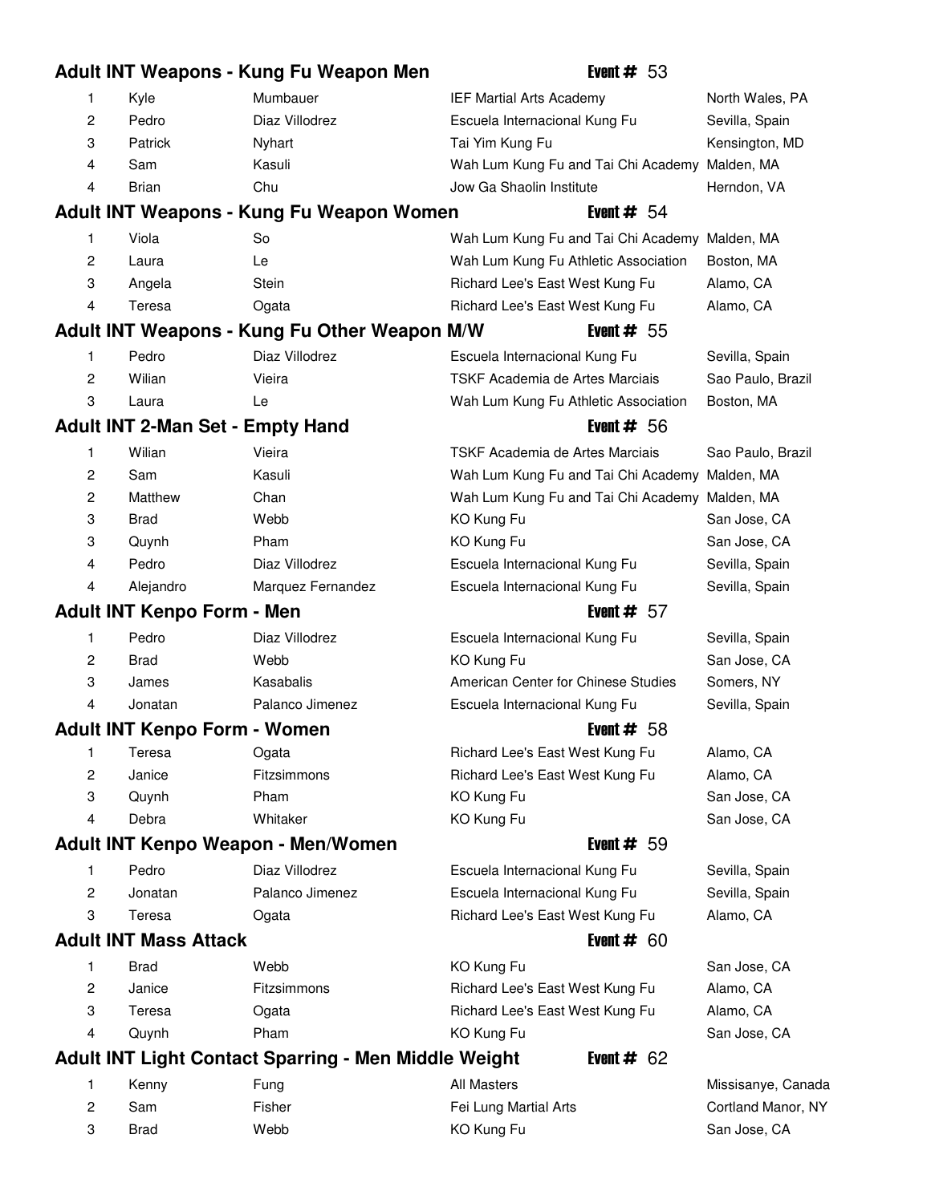## Adult INT Weapons - Kung Fu Weapon Men — Event # 53

| | | | | |
|---|---|---|---|---|
| 1 | Kyle | Mumbauer | IEF Martial Arts Academy | North Wales, PA |
| 2 | Pedro | Diaz Villodrez | Escuela Internacional Kung Fu | Sevilla, Spain |
| 3 | Patrick | Nyhart | Tai Yim Kung Fu | Kensington, MD |
| 4 | Sam | Kasuli | Wah Lum Kung Fu and Tai Chi Academy | Malden, MA |
| 4 | Brian | Chu | Jow Ga Shaolin Institute | Herndon, VA |

## Adult INT Weapons - Kung Fu Weapon Women — Event # 54

| | | | | |
|---|---|---|---|---|
| 1 | Viola | So | Wah Lum Kung Fu and Tai Chi Academy | Malden, MA |
| 2 | Laura | Le | Wah Lum Kung Fu Athletic Association | Boston, MA |
| 3 | Angela | Stein | Richard Lee's East West Kung Fu | Alamo, CA |
| 4 | Teresa | Ogata | Richard Lee's East West Kung Fu | Alamo, CA |

## Adult INT Weapons - Kung Fu Other Weapon M/W — Event # 55

| | | | | |
|---|---|---|---|---|
| 1 | Pedro | Diaz Villodrez | Escuela Internacional Kung Fu | Sevilla, Spain |
| 2 | Wilian | Vieira | TSKF Academia de Artes Marciais | Sao Paulo, Brazil |
| 3 | Laura | Le | Wah Lum Kung Fu Athletic Association | Boston, MA |

## Adult INT 2-Man Set - Empty Hand — Event # 56

| | | | | |
|---|---|---|---|---|
| 1 | Wilian | Vieira | TSKF Academia de Artes Marciais | Sao Paulo, Brazil |
| 2 | Sam | Kasuli | Wah Lum Kung Fu and Tai Chi Academy | Malden, MA |
| 2 | Matthew | Chan | Wah Lum Kung Fu and Tai Chi Academy | Malden, MA |
| 3 | Brad | Webb | KO Kung Fu | San Jose, CA |
| 3 | Quynh | Pham | KO Kung Fu | San Jose, CA |
| 4 | Pedro | Diaz Villodrez | Escuela Internacional Kung Fu | Sevilla, Spain |
| 4 | Alejandro | Marquez Fernandez | Escuela Internacional Kung Fu | Sevilla, Spain |

## Adult INT Kenpo Form - Men — Event # 57

| | | | | |
|---|---|---|---|---|
| 1 | Pedro | Diaz Villodrez | Escuela Internacional Kung Fu | Sevilla, Spain |
| 2 | Brad | Webb | KO Kung Fu | San Jose, CA |
| 3 | James | Kasabalis | American Center for Chinese Studies | Somers, NY |
| 4 | Jonatan | Palanco Jimenez | Escuela Internacional Kung Fu | Sevilla, Spain |

## Adult INT Kenpo Form - Women — Event # 58

| | | | | |
|---|---|---|---|---|
| 1 | Teresa | Ogata | Richard Lee's East West Kung Fu | Alamo, CA |
| 2 | Janice | Fitzsimmons | Richard Lee's East West Kung Fu | Alamo, CA |
| 3 | Quynh | Pham | KO Kung Fu | San Jose, CA |
| 4 | Debra | Whitaker | KO Kung Fu | San Jose, CA |

## Adult INT Kenpo Weapon - Men/Women — Event # 59

| | | | | |
|---|---|---|---|---|
| 1 | Pedro | Diaz Villodrez | Escuela Internacional Kung Fu | Sevilla, Spain |
| 2 | Jonatan | Palanco Jimenez | Escuela Internacional Kung Fu | Sevilla, Spain |
| 3 | Teresa | Ogata | Richard Lee's East West Kung Fu | Alamo, CA |

## Adult INT Mass Attack — Event # 60

| | | | | |
|---|---|---|---|---|
| 1 | Brad | Webb | KO Kung Fu | San Jose, CA |
| 2 | Janice | Fitzsimmons | Richard Lee's East West Kung Fu | Alamo, CA |
| 3 | Teresa | Ogata | Richard Lee's East West Kung Fu | Alamo, CA |
| 4 | Quynh | Pham | KO Kung Fu | San Jose, CA |

## Adult INT Light Contact Sparring - Men Middle Weight — Event # 62

| | | | | |
|---|---|---|---|---|
| 1 | Kenny | Fung | All Masters | Missisanye, Canada |
| 2 | Sam | Fisher | Fei Lung Martial Arts | Cortland Manor, NY |
| 3 | Brad | Webb | KO Kung Fu | San Jose, CA |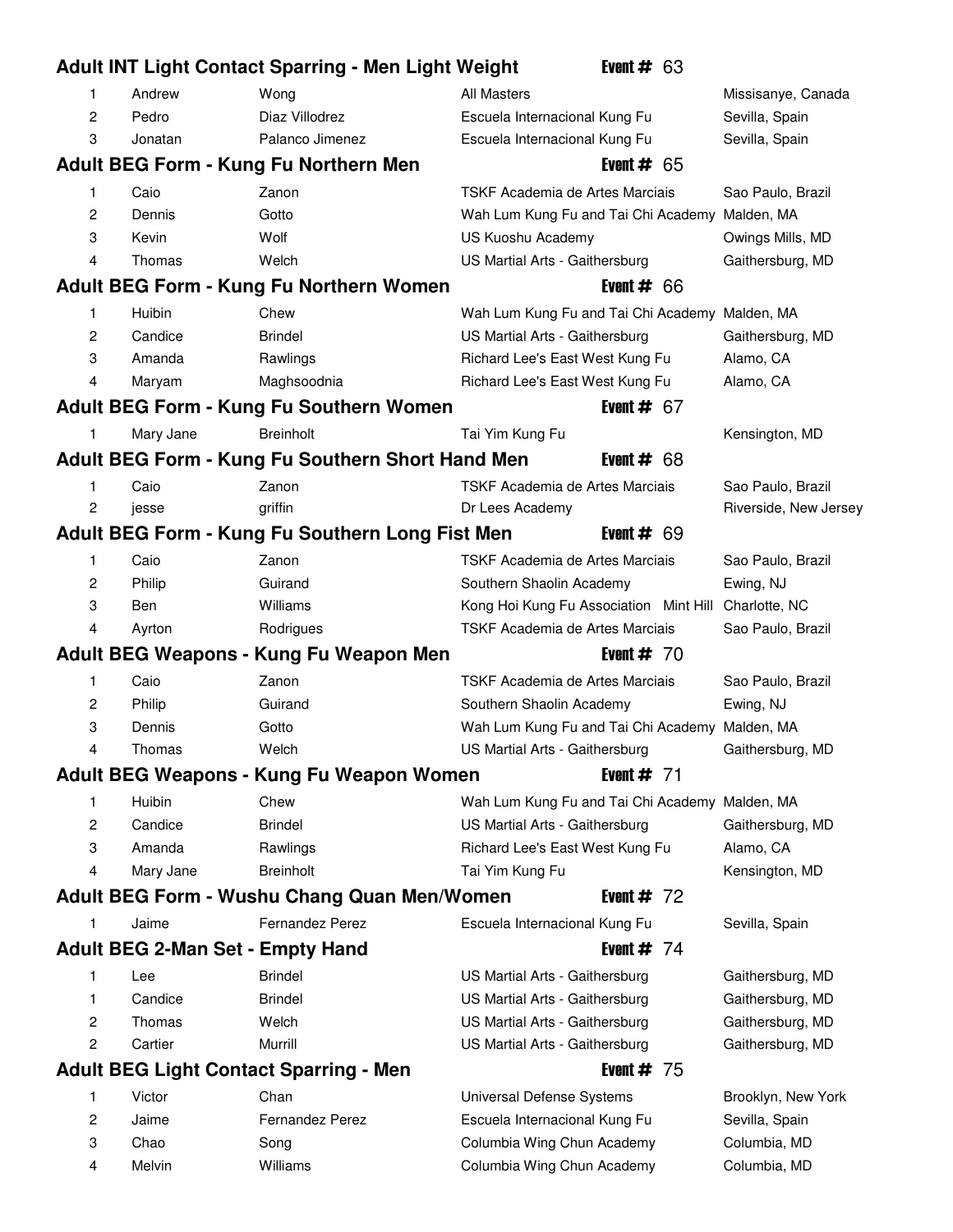## Adult INT Light Contact Sparring - Men Light Weight — Event # 63

| | | | | |
|---|---|---|---|---|
| 1 | Andrew | Wong | All Masters | Missisanye, Canada |
| 2 | Pedro | Diaz Villodrez | Escuela Internacional Kung Fu | Sevilla, Spain |
| 3 | Jonatan | Palanco Jimenez | Escuela Internacional Kung Fu | Sevilla, Spain |

## Adult BEG Form - Kung Fu Northern Men — Event # 65

| | | | | |
|---|---|---|---|---|
| 1 | Caio | Zanon | TSKF Academia de Artes Marciais | Sao Paulo, Brazil |
| 2 | Dennis | Gotto | Wah Lum Kung Fu and Tai Chi Academy | Malden, MA |
| 3 | Kevin | Wolf | US Kuoshu Academy | Owings Mills, MD |
| 4 | Thomas | Welch | US Martial Arts - Gaithersburg | Gaithersburg, MD |

## Adult BEG Form - Kung Fu Northern Women — Event # 66

| | | | | |
|---|---|---|---|---|
| 1 | Huibin | Chew | Wah Lum Kung Fu and Tai Chi Academy | Malden, MA |
| 2 | Candice | Brindel | US Martial Arts - Gaithersburg | Gaithersburg, MD |
| 3 | Amanda | Rawlings | Richard Lee's East West Kung Fu | Alamo, CA |
| 4 | Maryam | Maghsoodnia | Richard Lee's East West Kung Fu | Alamo, CA |

## Adult BEG Form - Kung Fu Southern Women — Event # 67

| | | | | |
|---|---|---|---|---|
| 1 | Mary Jane | Breinholt | Tai Yim Kung Fu | Kensington, MD |

## Adult BEG Form - Kung Fu Southern Short Hand Men — Event # 68

| | | | | |
|---|---|---|---|---|
| 1 | Caio | Zanon | TSKF Academia de Artes Marciais | Sao Paulo, Brazil |
| 2 | jesse | griffin | Dr Lees Academy | Riverside, New Jersey |

## Adult BEG Form - Kung Fu Southern Long Fist Men — Event # 69

| | | | | |
|---|---|---|---|---|
| 1 | Caio | Zanon | TSKF Academia de Artes Marciais | Sao Paulo, Brazil |
| 2 | Philip | Guirand | Southern Shaolin Academy | Ewing, NJ |
| 3 | Ben | Williams | Kong Hoi Kung Fu Association Mint Hill | Charlotte, NC |
| 4 | Ayrton | Rodrigues | TSKF Academia de Artes Marciais | Sao Paulo, Brazil |

## Adult BEG Weapons - Kung Fu Weapon Men — Event # 70

| | | | | |
|---|---|---|---|---|
| 1 | Caio | Zanon | TSKF Academia de Artes Marciais | Sao Paulo, Brazil |
| 2 | Philip | Guirand | Southern Shaolin Academy | Ewing, NJ |
| 3 | Dennis | Gotto | Wah Lum Kung Fu and Tai Chi Academy | Malden, MA |
| 4 | Thomas | Welch | US Martial Arts - Gaithersburg | Gaithersburg, MD |

## Adult BEG Weapons - Kung Fu Weapon Women — Event # 71

| | | | | |
|---|---|---|---|---|
| 1 | Huibin | Chew | Wah Lum Kung Fu and Tai Chi Academy | Malden, MA |
| 2 | Candice | Brindel | US Martial Arts - Gaithersburg | Gaithersburg, MD |
| 3 | Amanda | Rawlings | Richard Lee's East West Kung Fu | Alamo, CA |
| 4 | Mary Jane | Breinholt | Tai Yim Kung Fu | Kensington, MD |

## Adult BEG Form - Wushu Chang Quan Men/Women — Event # 72

| | | | | |
|---|---|---|---|---|
| 1 | Jaime | Fernandez Perez | Escuela Internacional Kung Fu | Sevilla, Spain |

## Adult BEG 2-Man Set - Empty Hand — Event # 74

| | | | | |
|---|---|---|---|---|
| 1 | Lee | Brindel | US Martial Arts - Gaithersburg | Gaithersburg, MD |
| 1 | Candice | Brindel | US Martial Arts - Gaithersburg | Gaithersburg, MD |
| 2 | Thomas | Welch | US Martial Arts - Gaithersburg | Gaithersburg, MD |
| 2 | Cartier | Murrill | US Martial Arts - Gaithersburg | Gaithersburg, MD |

## Adult BEG Light Contact Sparring - Men — Event # 75

| | | | | |
|---|---|---|---|---|
| 1 | Victor | Chan | Universal Defense Systems | Brooklyn, New York |
| 2 | Jaime | Fernandez Perez | Escuela Internacional Kung Fu | Sevilla, Spain |
| 3 | Chao | Song | Columbia Wing Chun Academy | Columbia, MD |
| 4 | Melvin | Williams | Columbia Wing Chun Academy | Columbia, MD |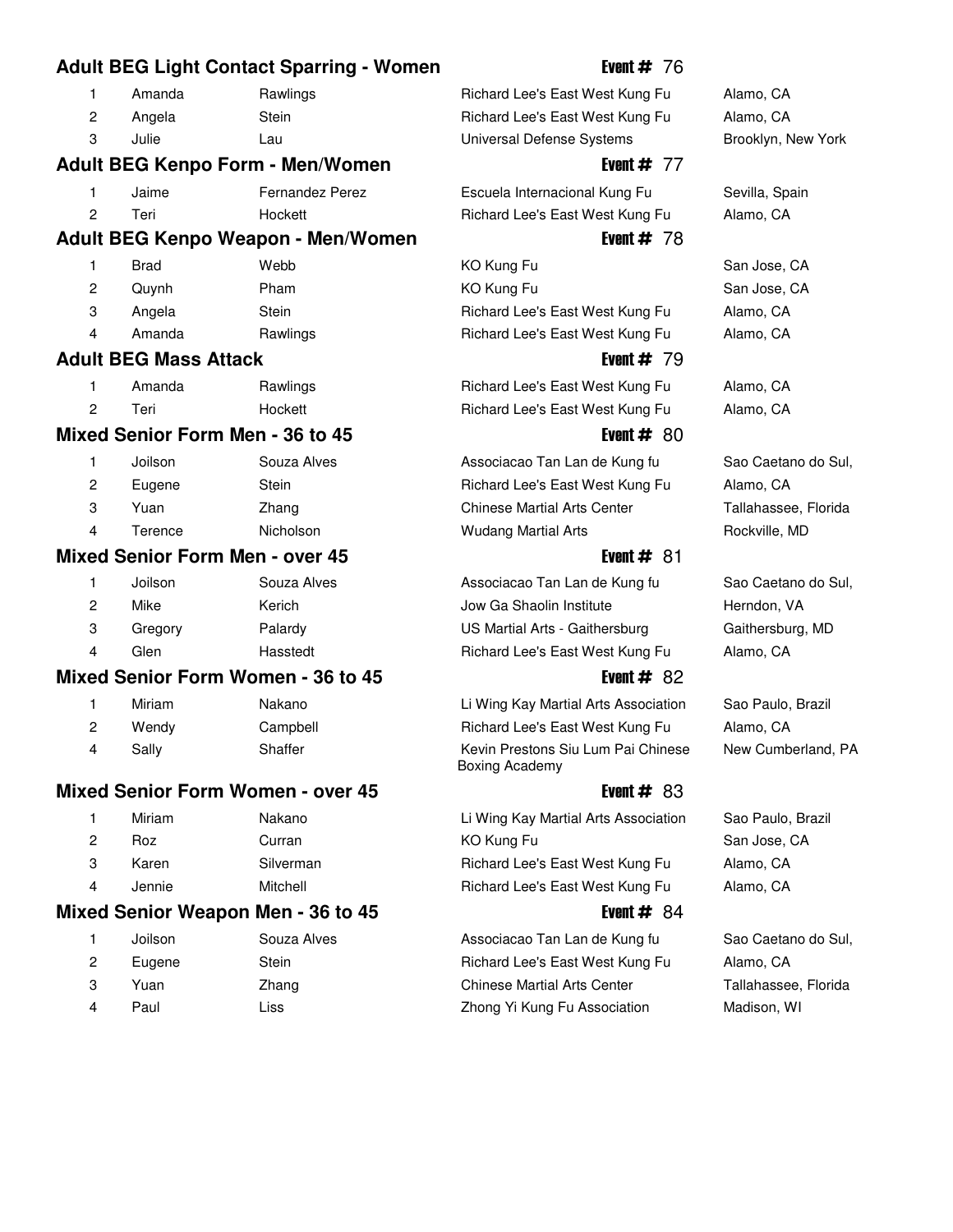## Adult BEG Light Contact Sparring - Women

**Event # 76**

| | | | | |
|---|---|---|---|---|
| 1 | Amanda | Rawlings | Richard Lee's East West Kung Fu | Alamo, CA |
| 2 | Angela | Stein | Richard Lee's East West Kung Fu | Alamo, CA |
| 3 | Julie | Lau | Universal Defense Systems | Brooklyn, New York |

## Adult BEG Kenpo Form - Men/Women

**Event # 77**

| | | | | |
|---|---|---|---|---|
| 1 | Jaime | Fernandez Perez | Escuela Internacional Kung Fu | Sevilla, Spain |
| 2 | Teri | Hockett | Richard Lee's East West Kung Fu | Alamo, CA |

## Adult BEG Kenpo Weapon - Men/Women

**Event # 78**

| | | | | |
|---|---|---|---|---|
| 1 | Brad | Webb | KO Kung Fu | San Jose, CA |
| 2 | Quynh | Pham | KO Kung Fu | San Jose, CA |
| 3 | Angela | Stein | Richard Lee's East West Kung Fu | Alamo, CA |
| 4 | Amanda | Rawlings | Richard Lee's East West Kung Fu | Alamo, CA |

## Adult BEG Mass Attack

**Event # 79**

| | | | | |
|---|---|---|---|---|
| 1 | Amanda | Rawlings | Richard Lee's East West Kung Fu | Alamo, CA |
| 2 | Teri | Hockett | Richard Lee's East West Kung Fu | Alamo, CA |

## Mixed Senior Form Men - 36 to 45

**Event # 80**

| | | | | |
|---|---|---|---|---|
| 1 | Joilson | Souza Alves | Associacao Tan Lan de Kung fu | Sao Caetano do Sul, |
| 2 | Eugene | Stein | Richard Lee's East West Kung Fu | Alamo, CA |
| 3 | Yuan | Zhang | Chinese Martial Arts Center | Tallahassee, Florida |
| 4 | Terence | Nicholson | Wudang Martial Arts | Rockville, MD |

## Mixed Senior Form Men - over 45

**Event # 81**

| | | | | |
|---|---|---|---|---|
| 1 | Joilson | Souza Alves | Associacao Tan Lan de Kung fu | Sao Caetano do Sul, |
| 2 | Mike | Kerich | Jow Ga Shaolin Institute | Herndon, VA |
| 3 | Gregory | Palardy | US Martial Arts - Gaithersburg | Gaithersburg, MD |
| 4 | Glen | Hasstedt | Richard Lee's East West Kung Fu | Alamo, CA |

## Mixed Senior Form Women - 36 to 45

**Event # 82**

| | | | | |
|---|---|---|---|---|
| 1 | Miriam | Nakano | Li Wing Kay Martial Arts Association | Sao Paulo, Brazil |
| 2 | Wendy | Campbell | Richard Lee's East West Kung Fu | Alamo, CA |
| 4 | Sally | Shaffer | Kevin Prestons Siu Lum Pai Chinese Boxing Academy | New Cumberland, PA |

## Mixed Senior Form Women - over 45

**Event # 83**

| | | | | |
|---|---|---|---|---|
| 1 | Miriam | Nakano | Li Wing Kay Martial Arts Association | Sao Paulo, Brazil |
| 2 | Roz | Curran | KO Kung Fu | San Jose, CA |
| 3 | Karen | Silverman | Richard Lee's East West Kung Fu | Alamo, CA |
| 4 | Jennie | Mitchell | Richard Lee's East West Kung Fu | Alamo, CA |

## Mixed Senior Weapon Men - 36 to 45

**Event # 84**

| | | | | |
|---|---|---|---|---|
| 1 | Joilson | Souza Alves | Associacao Tan Lan de Kung fu | Sao Caetano do Sul, |
| 2 | Eugene | Stein | Richard Lee's East West Kung Fu | Alamo, CA |
| 3 | Yuan | Zhang | Chinese Martial Arts Center | Tallahassee, Florida |
| 4 | Paul | Liss | Zhong Yi Kung Fu Association | Madison, WI |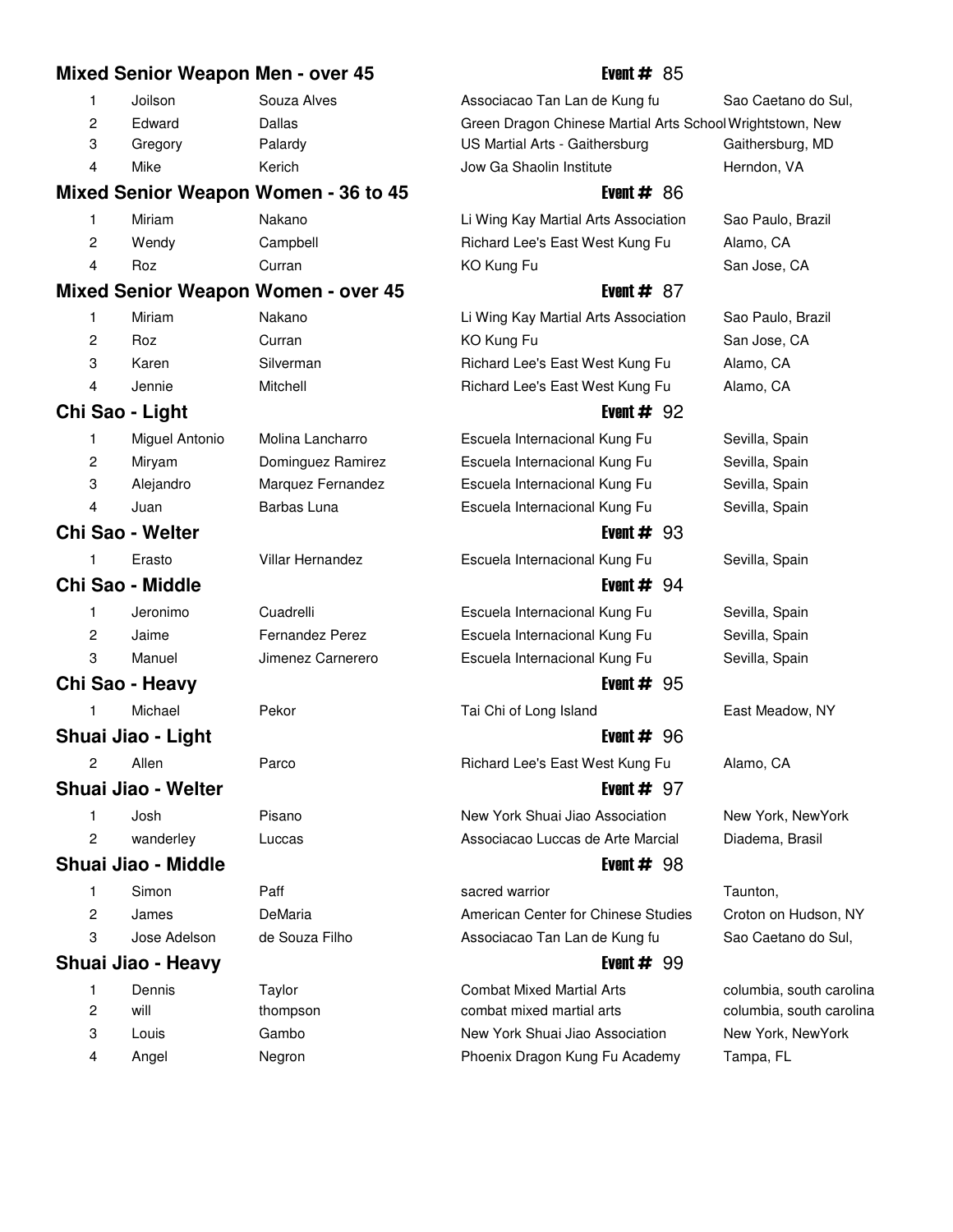## Mixed Senior Weapon Men - over 45

**Event #** 85

| Place | First Name | Last Name | School | Location |
|---|---|---|---|---|
| 1 | Joilson | Souza Alves | Associacao Tan Lan de Kung fu | Sao Caetano do Sul, |
| 2 | Edward | Dallas | Green Dragon Chinese Martial Arts School | Wrightstown, New |
| 3 | Gregory | Palardy | US Martial Arts - Gaithersburg | Gaithersburg, MD |
| 4 | Mike | Kerich | Jow Ga Shaolin Institute | Herndon, VA |

## Mixed Senior Weapon Women - 36 to 45

**Event #** 86

| Place | First Name | Last Name | School | Location |
|---|---|---|---|---|
| 1 | Miriam | Nakano | Li Wing Kay Martial Arts Association | Sao Paulo, Brazil |
| 2 | Wendy | Campbell | Richard Lee's East West Kung Fu | Alamo, CA |
| 4 | Roz | Curran | KO Kung Fu | San Jose, CA |

## Mixed Senior Weapon Women - over 45

**Event #** 87

| Place | First Name | Last Name | School | Location |
|---|---|---|---|---|
| 1 | Miriam | Nakano | Li Wing Kay Martial Arts Association | Sao Paulo, Brazil |
| 2 | Roz | Curran | KO Kung Fu | San Jose, CA |
| 3 | Karen | Silverman | Richard Lee's East West Kung Fu | Alamo, CA |
| 4 | Jennie | Mitchell | Richard Lee's East West Kung Fu | Alamo, CA |

## Chi Sao - Light

**Event #** 92

| Place | First Name | Last Name | School | Location |
|---|---|---|---|---|
| 1 | Miguel Antonio | Molina Lancharro | Escuela Internacional Kung Fu | Sevilla, Spain |
| 2 | Miryam | Dominguez Ramirez | Escuela Internacional Kung Fu | Sevilla, Spain |
| 3 | Alejandro | Marquez Fernandez | Escuela Internacional Kung Fu | Sevilla, Spain |
| 4 | Juan | Barbas Luna | Escuela Internacional Kung Fu | Sevilla, Spain |

## Chi Sao - Welter

**Event #** 93

| Place | First Name | Last Name | School | Location |
|---|---|---|---|---|
| 1 | Erasto | Villar Hernandez | Escuela Internacional Kung Fu | Sevilla, Spain |

## Chi Sao - Middle

**Event #** 94

| Place | First Name | Last Name | School | Location |
|---|---|---|---|---|
| 1 | Jeronimo | Cuadrelli | Escuela Internacional Kung Fu | Sevilla, Spain |
| 2 | Jaime | Fernandez Perez | Escuela Internacional Kung Fu | Sevilla, Spain |
| 3 | Manuel | Jimenez Carnerero | Escuela Internacional Kung Fu | Sevilla, Spain |

## Chi Sao - Heavy

**Event #** 95

| Place | First Name | Last Name | School | Location |
|---|---|---|---|---|
| 1 | Michael | Pekor | Tai Chi of Long Island | East Meadow, NY |

## Shuai Jiao - Light

**Event #** 96

| Place | First Name | Last Name | School | Location |
|---|---|---|---|---|
| 2 | Allen | Parco | Richard Lee's East West Kung Fu | Alamo, CA |

## Shuai Jiao - Welter

**Event #** 97

| Place | First Name | Last Name | School | Location |
|---|---|---|---|---|
| 1 | Josh | Pisano | New York Shuai Jiao Association | New York, NewYork |
| 2 | wanderley | Luccas | Associacao Luccas de Arte Marcial | Diadema, Brasil |

## Shuai Jiao - Middle

**Event #** 98

| Place | First Name | Last Name | School | Location |
|---|---|---|---|---|
| 1 | Simon | Paff | sacred warrior | Taunton, |
| 2 | James | DeMaria | American Center for Chinese Studies | Croton on Hudson, NY |
| 3 | Jose Adelson | de Souza Filho | Associacao Tan Lan de Kung fu | Sao Caetano do Sul, |

## Shuai Jiao - Heavy

**Event #** 99

| Place | First Name | Last Name | School | Location |
|---|---|---|---|---|
| 1 | Dennis | Taylor | Combat Mixed Martial Arts | columbia, south carolina |
| 2 | will | thompson | combat mixed martial arts | columbia, south carolina |
| 3 | Louis | Gambo | New York Shuai Jiao Association | New York, NewYork |
| 4 | Angel | Negron | Phoenix Dragon Kung Fu Academy | Tampa, FL |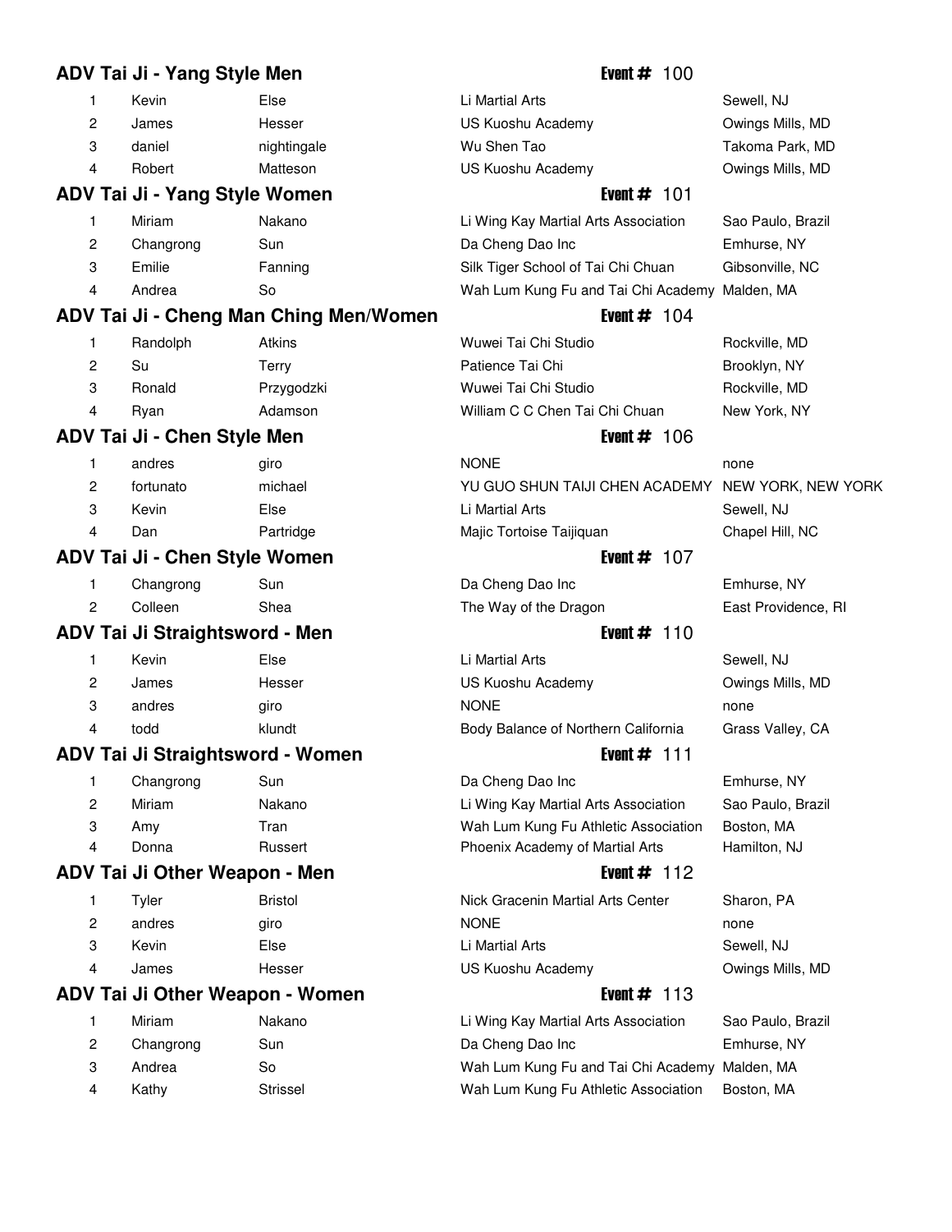## ADV Tai Ji - Yang Style Men

**Event #** 100

| Place | First Name | Last Name | School | Location |
|---|---|---|---|---|
| 1 | Kevin | Else | Li Martial Arts | Sewell, NJ |
| 2 | James | Hesser | US Kuoshu Academy | Owings Mills, MD |
| 3 | daniel | nightingale | Wu Shen Tao | Takoma Park, MD |
| 4 | Robert | Matteson | US Kuoshu Academy | Owings Mills, MD |

## ADV Tai Ji - Yang Style Women

**Event #** 101

| Place | First Name | Last Name | School | Location |
|---|---|---|---|---|
| 1 | Miriam | Nakano | Li Wing Kay Martial Arts Association | Sao Paulo, Brazil |
| 2 | Changrong | Sun | Da Cheng Dao Inc | Emhurse, NY |
| 3 | Emilie | Fanning | Silk Tiger School of Tai Chi Chuan | Gibsonville, NC |
| 4 | Andrea | So | Wah Lum Kung Fu and Tai Chi Academy | Malden, MA |

## ADV Tai Ji - Cheng Man Ching Men/Women

**Event #** 104

| Place | First Name | Last Name | School | Location |
|---|---|---|---|---|
| 1 | Randolph | Atkins | Wuwei Tai Chi Studio | Rockville, MD |
| 2 | Su | Terry | Patience Tai Chi | Brooklyn, NY |
| 3 | Ronald | Przygodzki | Wuwei Tai Chi Studio | Rockville, MD |
| 4 | Ryan | Adamson | William C C Chen Tai Chi Chuan | New York, NY |

## ADV Tai Ji - Chen Style Men

**Event #** 106

| Place | First Name | Last Name | School | Location |
|---|---|---|---|---|
| 1 | andres | giro | NONE | none |
| 2 | fortunato | michael | YU GUO SHUN TAIJI CHEN ACADEMY | NEW YORK, NEW YORK |
| 3 | Kevin | Else | Li Martial Arts | Sewell, NJ |
| 4 | Dan | Partridge | Majic Tortoise Taijiquan | Chapel Hill, NC |

## ADV Tai Ji - Chen Style Women

**Event #** 107

| Place | First Name | Last Name | School | Location |
|---|---|---|---|---|
| 1 | Changrong | Sun | Da Cheng Dao Inc | Emhurse, NY |
| 2 | Colleen | Shea | The Way of the Dragon | East Providence, RI |

## ADV Tai Ji Straightsword - Men

**Event #** 110

| Place | First Name | Last Name | School | Location |
|---|---|---|---|---|
| 1 | Kevin | Else | Li Martial Arts | Sewell, NJ |
| 2 | James | Hesser | US Kuoshu Academy | Owings Mills, MD |
| 3 | andres | giro | NONE | none |
| 4 | todd | klundt | Body Balance of Northern California | Grass Valley, CA |

## ADV Tai Ji Straightsword - Women

**Event #** 111

| Place | First Name | Last Name | School | Location |
|---|---|---|---|---|
| 1 | Changrong | Sun | Da Cheng Dao Inc | Emhurse, NY |
| 2 | Miriam | Nakano | Li Wing Kay Martial Arts Association | Sao Paulo, Brazil |
| 3 | Amy | Tran | Wah Lum Kung Fu Athletic Association | Boston, MA |
| 4 | Donna | Russert | Phoenix Academy of Martial Arts | Hamilton, NJ |

## ADV Tai Ji Other Weapon - Men

**Event #** 112

| Place | First Name | Last Name | School | Location |
|---|---|---|---|---|
| 1 | Tyler | Bristol | Nick Gracenin Martial Arts Center | Sharon, PA |
| 2 | andres | giro | NONE | none |
| 3 | Kevin | Else | Li Martial Arts | Sewell, NJ |
| 4 | James | Hesser | US Kuoshu Academy | Owings Mills, MD |

## ADV Tai Ji Other Weapon - Women

**Event #** 113

| Place | First Name | Last Name | School | Location |
|---|---|---|---|---|
| 1 | Miriam | Nakano | Li Wing Kay Martial Arts Association | Sao Paulo, Brazil |
| 2 | Changrong | Sun | Da Cheng Dao Inc | Emhurse, NY |
| 3 | Andrea | So | Wah Lum Kung Fu and Tai Chi Academy | Malden, MA |
| 4 | Kathy | Strissel | Wah Lum Kung Fu Athletic Association | Boston, MA |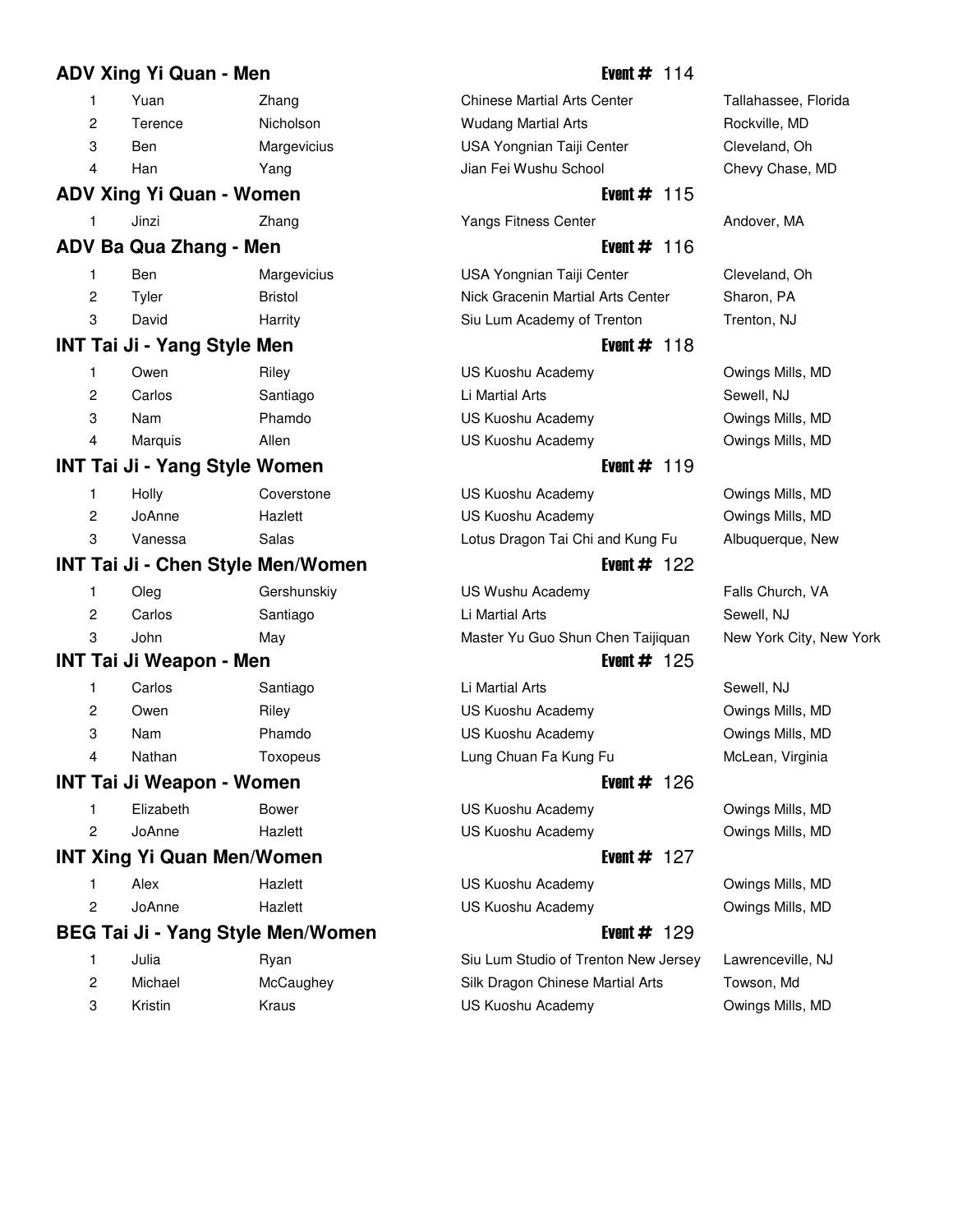## ADV Xing Yi Quan - Men — Event # 114

| Place | First Name | Last Name | School | Location |
|---|---|---|---|---|
| 1 | Yuan | Zhang | Chinese Martial Arts Center | Tallahassee, Florida |
| 2 | Terence | Nicholson | Wudang Martial Arts | Rockville, MD |
| 3 | Ben | Margevicius | USA Yongnian Taiji Center | Cleveland, Oh |
| 4 | Han | Yang | Jian Fei Wushu School | Chevy Chase, MD |

## ADV Xing Yi Quan - Women — Event # 115

| Place | First Name | Last Name | School | Location |
|---|---|---|---|---|
| 1 | Jinzi | Zhang | Yangs Fitness Center | Andover, MA |

## ADV Ba Qua Zhang - Men — Event # 116

| Place | First Name | Last Name | School | Location |
|---|---|---|---|---|
| 1 | Ben | Margevicius | USA Yongnian Taiji Center | Cleveland, Oh |
| 2 | Tyler | Bristol | Nick Gracenin Martial Arts Center | Sharon, PA |
| 3 | David | Harrity | Siu Lum Academy of Trenton | Trenton, NJ |

## INT Tai Ji - Yang Style Men — Event # 118

| Place | First Name | Last Name | School | Location |
|---|---|---|---|---|
| 1 | Owen | Riley | US Kuoshu Academy | Owings Mills, MD |
| 2 | Carlos | Santiago | Li Martial Arts | Sewell, NJ |
| 3 | Nam | Phamdo | US Kuoshu Academy | Owings Mills, MD |
| 4 | Marquis | Allen | US Kuoshu Academy | Owings Mills, MD |

## INT Tai Ji - Yang Style Women — Event # 119

| Place | First Name | Last Name | School | Location |
|---|---|---|---|---|
| 1 | Holly | Coverstone | US Kuoshu Academy | Owings Mills, MD |
| 2 | JoAnne | Hazlett | US Kuoshu Academy | Owings Mills, MD |
| 3 | Vanessa | Salas | Lotus Dragon Tai Chi and Kung Fu | Albuquerque, New |

## INT Tai Ji - Chen Style Men/Women — Event # 122

| Place | First Name | Last Name | School | Location |
|---|---|---|---|---|
| 1 | Oleg | Gershunskiy | US Wushu Academy | Falls Church, VA |
| 2 | Carlos | Santiago | Li Martial Arts | Sewell, NJ |
| 3 | John | May | Master Yu Guo Shun Chen Taijiquan | New York City, New York |

## INT Tai Ji Weapon - Men — Event # 125

| Place | First Name | Last Name | School | Location |
|---|---|---|---|---|
| 1 | Carlos | Santiago | Li Martial Arts | Sewell, NJ |
| 2 | Owen | Riley | US Kuoshu Academy | Owings Mills, MD |
| 3 | Nam | Phamdo | US Kuoshu Academy | Owings Mills, MD |
| 4 | Nathan | Toxopeus | Lung Chuan Fa Kung Fu | McLean, Virginia |

## INT Tai Ji Weapon - Women — Event # 126

| Place | First Name | Last Name | School | Location |
|---|---|---|---|---|
| 1 | Elizabeth | Bower | US Kuoshu Academy | Owings Mills, MD |
| 2 | JoAnne | Hazlett | US Kuoshu Academy | Owings Mills, MD |

## INT Xing Yi Quan Men/Women — Event # 127

| Place | First Name | Last Name | School | Location |
|---|---|---|---|---|
| 1 | Alex | Hazlett | US Kuoshu Academy | Owings Mills, MD |
| 2 | JoAnne | Hazlett | US Kuoshu Academy | Owings Mills, MD |

## BEG Tai Ji - Yang Style Men/Women — Event # 129

| Place | First Name | Last Name | School | Location |
|---|---|---|---|---|
| 1 | Julia | Ryan | Siu Lum Studio of Trenton New Jersey | Lawrenceville, NJ |
| 2 | Michael | McCaughey | Silk Dragon Chinese Martial Arts | Towson, Md |
| 3 | Kristin | Kraus | US Kuoshu Academy | Owings Mills, MD |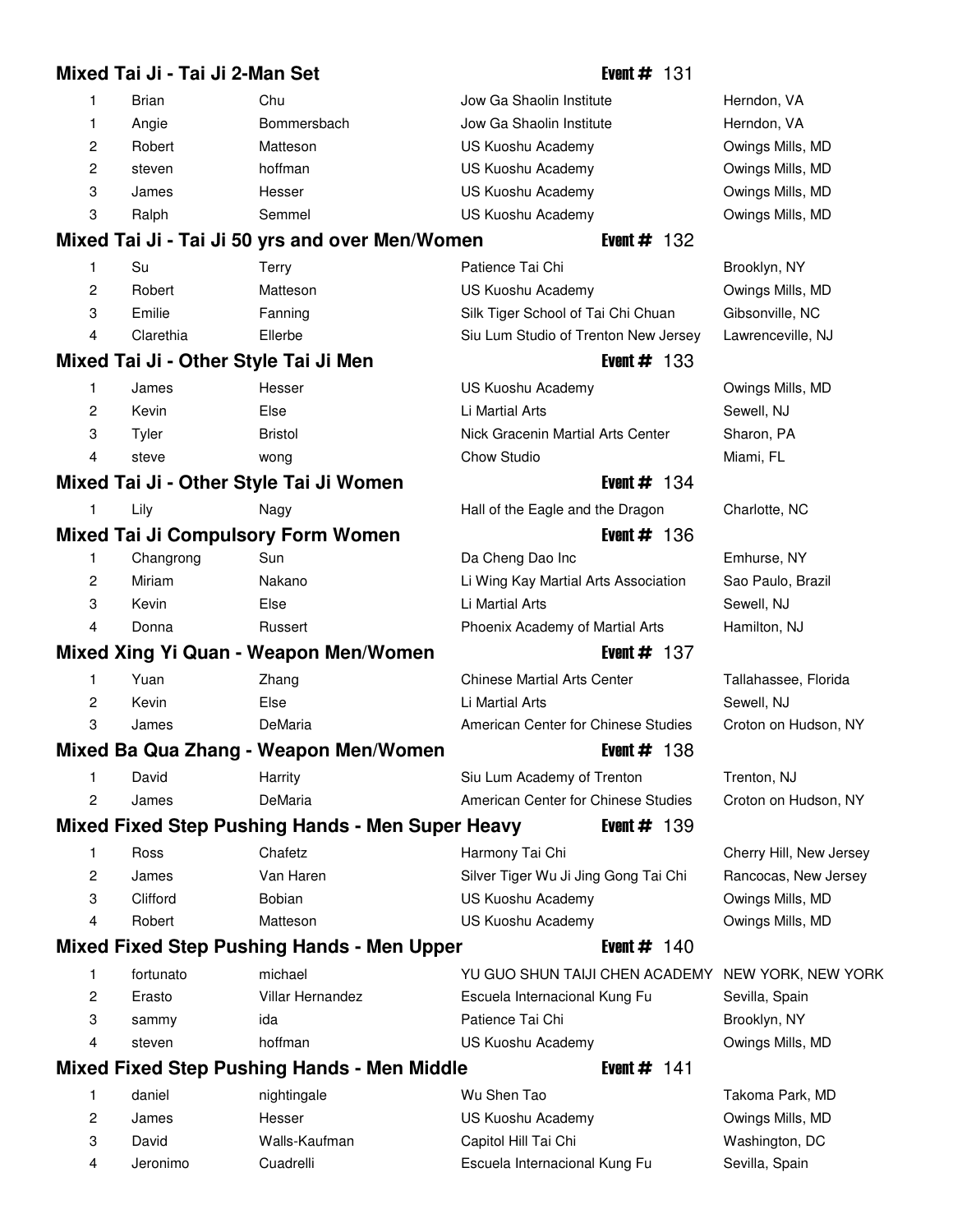## Mixed Tai Ji - Tai Ji 2-Man Set

**Event # 131**

| Place | First Name | Last Name | School | Location |
|---|---|---|---|---|
| 1 | Brian | Chu | Jow Ga Shaolin Institute | Herndon, VA |
| 1 | Angie | Bommersbach | Jow Ga Shaolin Institute | Herndon, VA |
| 2 | Robert | Matteson | US Kuoshu Academy | Owings Mills, MD |
| 2 | steven | hoffman | US Kuoshu Academy | Owings Mills, MD |
| 3 | James | Hesser | US Kuoshu Academy | Owings Mills, MD |
| 3 | Ralph | Semmel | US Kuoshu Academy | Owings Mills, MD |

## Mixed Tai Ji - Tai Ji 50 yrs and over Men/Women

**Event # 132**

| Place | First Name | Last Name | School | Location |
|---|---|---|---|---|
| 1 | Su | Terry | Patience Tai Chi | Brooklyn, NY |
| 2 | Robert | Matteson | US Kuoshu Academy | Owings Mills, MD |
| 3 | Emilie | Fanning | Silk Tiger School of Tai Chi Chuan | Gibsonville, NC |
| 4 | Clarethia | Ellerbe | Siu Lum Studio of Trenton New Jersey | Lawrenceville, NJ |

## Mixed Tai Ji - Other Style Tai Ji Men

**Event # 133**

| Place | First Name | Last Name | School | Location |
|---|---|---|---|---|
| 1 | James | Hesser | US Kuoshu Academy | Owings Mills, MD |
| 2 | Kevin | Else | Li Martial Arts | Sewell, NJ |
| 3 | Tyler | Bristol | Nick Gracenin Martial Arts Center | Sharon, PA |
| 4 | steve | wong | Chow Studio | Miami, FL |

## Mixed Tai Ji - Other Style Tai Ji Women

**Event # 134**

| Place | First Name | Last Name | School | Location |
|---|---|---|---|---|
| 1 | Lily | Nagy | Hall of the Eagle and the Dragon | Charlotte, NC |

## Mixed Tai Ji Compulsory Form Women

**Event # 136**

| Place | First Name | Last Name | School | Location |
|---|---|---|---|---|
| 1 | Changrong | Sun | Da Cheng Dao Inc | Emhurse, NY |
| 2 | Miriam | Nakano | Li Wing Kay Martial Arts Association | Sao Paulo, Brazil |
| 3 | Kevin | Else | Li Martial Arts | Sewell, NJ |
| 4 | Donna | Russert | Phoenix Academy of Martial Arts | Hamilton, NJ |

## Mixed Xing Yi Quan - Weapon Men/Women

**Event # 137**

| Place | First Name | Last Name | School | Location |
|---|---|---|---|---|
| 1 | Yuan | Zhang | Chinese Martial Arts Center | Tallahassee, Florida |
| 2 | Kevin | Else | Li Martial Arts | Sewell, NJ |
| 3 | James | DeMaria | American Center for Chinese Studies | Croton on Hudson, NY |

## Mixed Ba Qua Zhang - Weapon Men/Women

**Event # 138**

| Place | First Name | Last Name | School | Location |
|---|---|---|---|---|
| 1 | David | Harrity | Siu Lum Academy of Trenton | Trenton, NJ |
| 2 | James | DeMaria | American Center for Chinese Studies | Croton on Hudson, NY |

## Mixed Fixed Step Pushing Hands - Men Super Heavy

**Event # 139**

| Place | First Name | Last Name | School | Location |
|---|---|---|---|---|
| 1 | Ross | Chafetz | Harmony Tai Chi | Cherry Hill, New Jersey |
| 2 | James | Van Haren | Silver Tiger Wu Ji Jing Gong Tai Chi | Rancocas, New Jersey |
| 3 | Clifford | Bobian | US Kuoshu Academy | Owings Mills, MD |
| 4 | Robert | Matteson | US Kuoshu Academy | Owings Mills, MD |

## Mixed Fixed Step Pushing Hands - Men Upper

**Event # 140**

| Place | First Name | Last Name | School | Location |
|---|---|---|---|---|
| 1 | fortunato | michael | YU GUO SHUN TAIJI CHEN ACADEMY | NEW YORK, NEW YORK |
| 2 | Erasto | Villar Hernandez | Escuela Internacional Kung Fu | Sevilla, Spain |
| 3 | sammy | ida | Patience Tai Chi | Brooklyn, NY |
| 4 | steven | hoffman | US Kuoshu Academy | Owings Mills, MD |

## Mixed Fixed Step Pushing Hands - Men Middle

**Event # 141**

| Place | First Name | Last Name | School | Location |
|---|---|---|---|---|
| 1 | daniel | nightingale | Wu Shen Tao | Takoma Park, MD |
| 2 | James | Hesser | US Kuoshu Academy | Owings Mills, MD |
| 3 | David | Walls-Kaufman | Capitol Hill Tai Chi | Washington, DC |
| 4 | Jeronimo | Cuadrelli | Escuela Internacional Kung Fu | Sevilla, Spain |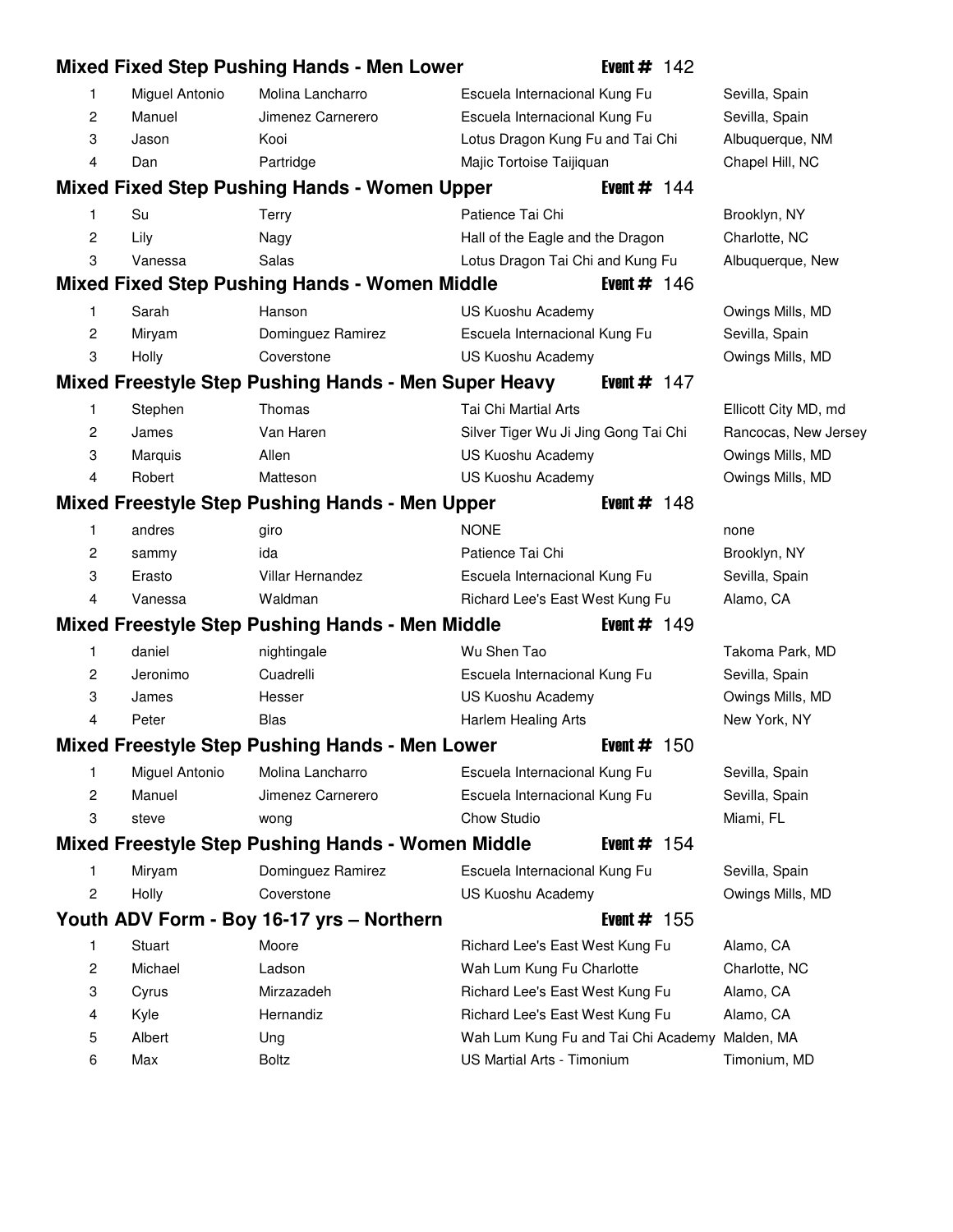## Mixed Fixed Step Pushing Hands - Men Lower — Event # 142

| | | | | |
|---|---|---|---|---|
| 1 | Miguel Antonio | Molina Lancharro | Escuela Internacional Kung Fu | Sevilla, Spain |
| 2 | Manuel | Jimenez Carnerero | Escuela Internacional Kung Fu | Sevilla, Spain |
| 3 | Jason | Kooi | Lotus Dragon Kung Fu and Tai Chi | Albuquerque, NM |
| 4 | Dan | Partridge | Majic Tortoise Taijiquan | Chapel Hill, NC |

## Mixed Fixed Step Pushing Hands - Women Upper — Event # 144

| | | | | |
|---|---|---|---|---|
| 1 | Su | Terry | Patience Tai Chi | Brooklyn, NY |
| 2 | Lily | Nagy | Hall of the Eagle and the Dragon | Charlotte, NC |
| 3 | Vanessa | Salas | Lotus Dragon Tai Chi and Kung Fu | Albuquerque, New |

## Mixed Fixed Step Pushing Hands - Women Middle — Event # 146

| | | | | |
|---|---|---|---|---|
| 1 | Sarah | Hanson | US Kuoshu Academy | Owings Mills, MD |
| 2 | Miryam | Dominguez Ramirez | Escuela Internacional Kung Fu | Sevilla, Spain |
| 3 | Holly | Coverstone | US Kuoshu Academy | Owings Mills, MD |

## Mixed Freestyle Step Pushing Hands - Men Super Heavy — Event # 147

| | | | | |
|---|---|---|---|---|
| 1 | Stephen | Thomas | Tai Chi Martial Arts | Ellicott City MD, md |
| 2 | James | Van Haren | Silver Tiger Wu Ji Jing Gong Tai Chi | Rancocas, New Jersey |
| 3 | Marquis | Allen | US Kuoshu Academy | Owings Mills, MD |
| 4 | Robert | Matteson | US Kuoshu Academy | Owings Mills, MD |

## Mixed Freestyle Step Pushing Hands - Men Upper — Event # 148

| | | | | |
|---|---|---|---|---|
| 1 | andres | giro | NONE | none |
| 2 | sammy | ida | Patience Tai Chi | Brooklyn, NY |
| 3 | Erasto | Villar Hernandez | Escuela Internacional Kung Fu | Sevilla, Spain |
| 4 | Vanessa | Waldman | Richard Lee's East West Kung Fu | Alamo, CA |

## Mixed Freestyle Step Pushing Hands - Men Middle — Event # 149

| | | | | |
|---|---|---|---|---|
| 1 | daniel | nightingale | Wu Shen Tao | Takoma Park, MD |
| 2 | Jeronimo | Cuadrelli | Escuela Internacional Kung Fu | Sevilla, Spain |
| 3 | James | Hesser | US Kuoshu Academy | Owings Mills, MD |
| 4 | Peter | Blas | Harlem Healing Arts | New York, NY |

## Mixed Freestyle Step Pushing Hands - Men Lower — Event # 150

| | | | | |
|---|---|---|---|---|
| 1 | Miguel Antonio | Molina Lancharro | Escuela Internacional Kung Fu | Sevilla, Spain |
| 2 | Manuel | Jimenez Carnerero | Escuela Internacional Kung Fu | Sevilla, Spain |
| 3 | steve | wong | Chow Studio | Miami, FL |

## Mixed Freestyle Step Pushing Hands - Women Middle — Event # 154

| | | | | |
|---|---|---|---|---|
| 1 | Miryam | Dominguez Ramirez | Escuela Internacional Kung Fu | Sevilla, Spain |
| 2 | Holly | Coverstone | US Kuoshu Academy | Owings Mills, MD |

## Youth ADV Form - Boy 16-17 yrs – Northern — Event # 155

| | | | | |
|---|---|---|---|---|
| 1 | Stuart | Moore | Richard Lee's East West Kung Fu | Alamo, CA |
| 2 | Michael | Ladson | Wah Lum Kung Fu Charlotte | Charlotte, NC |
| 3 | Cyrus | Mirzazadeh | Richard Lee's East West Kung Fu | Alamo, CA |
| 4 | Kyle | Hernandiz | Richard Lee's East West Kung Fu | Alamo, CA |
| 5 | Albert | Ung | Wah Lum Kung Fu and Tai Chi Academy | Malden, MA |
| 6 | Max | Boltz | US Martial Arts - Timonium | Timonium, MD |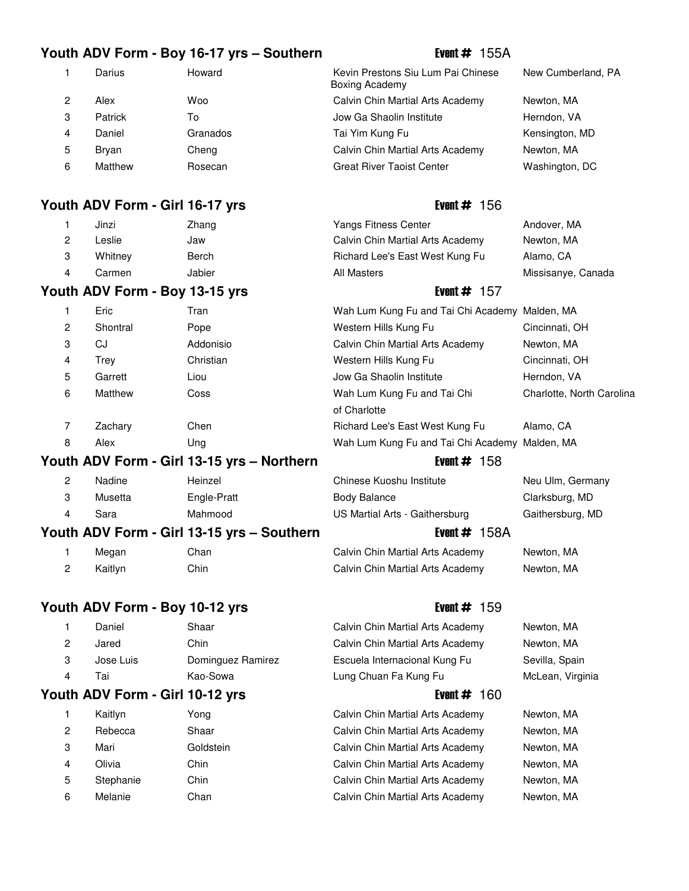## Youth ADV Form - Boy 16-17 yrs – Southern

**Event #** 155A

| | | | | |
|---|---|---|---|---|
| 1 | Darius | Howard | Kevin Prestons Siu Lum Pai Chinese Boxing Academy | New Cumberland, PA |
| 2 | Alex | Woo | Calvin Chin Martial Arts Academy | Newton, MA |
| 3 | Patrick | To | Jow Ga Shaolin Institute | Herndon, VA |
| 4 | Daniel | Granados | Tai Yim Kung Fu | Kensington, MD |
| 5 | Bryan | Cheng | Calvin Chin Martial Arts Academy | Newton, MA |
| 6 | Matthew | Rosecan | Great River Taoist Center | Washington, DC |

## Youth ADV Form - Girl 16-17 yrs

**Event #** 156

| | | | | |
|---|---|---|---|---|
| 1 | Jinzi | Zhang | Yangs Fitness Center | Andover, MA |
| 2 | Leslie | Jaw | Calvin Chin Martial Arts Academy | Newton, MA |
| 3 | Whitney | Berch | Richard Lee's East West Kung Fu | Alamo, CA |
| 4 | Carmen | Jabier | All Masters | Missisanye, Canada |

## Youth ADV Form - Boy 13-15 yrs

**Event #** 157

| | | | | |
|---|---|---|---|---|
| 1 | Eric | Tran | Wah Lum Kung Fu and Tai Chi Academy | Malden, MA |
| 2 | Shontral | Pope | Western Hills Kung Fu | Cincinnati, OH |
| 3 | CJ | Addonisio | Calvin Chin Martial Arts Academy | Newton, MA |
| 4 | Trey | Christian | Western Hills Kung Fu | Cincinnati, OH |
| 5 | Garrett | Liou | Jow Ga Shaolin Institute | Herndon, VA |
| 6 | Matthew | Coss | Wah Lum Kung Fu and Tai Chi of Charlotte | Charlotte, North Carolina |
| 7 | Zachary | Chen | Richard Lee's East West Kung Fu | Alamo, CA |
| 8 | Alex | Ung | Wah Lum Kung Fu and Tai Chi Academy | Malden, MA |

## Youth ADV Form - Girl 13-15 yrs – Northern

**Event #** 158

| | | | | |
|---|---|---|---|---|
| 2 | Nadine | Heinzel | Chinese Kuoshu Institute | Neu Ulm, Germany |
| 3 | Musetta | Engle-Pratt | Body Balance | Clarksburg, MD |
| 4 | Sara | Mahmood | US Martial Arts - Gaithersburg | Gaithersburg, MD |

## Youth ADV Form - Girl 13-15 yrs – Southern

**Event #** 158A

| | | | | |
|---|---|---|---|---|
| 1 | Megan | Chan | Calvin Chin Martial Arts Academy | Newton, MA |
| 2 | Kaitlyn | Chin | Calvin Chin Martial Arts Academy | Newton, MA |

## Youth ADV Form - Boy 10-12 yrs

**Event #** 159

| | | | | |
|---|---|---|---|---|
| 1 | Daniel | Shaar | Calvin Chin Martial Arts Academy | Newton, MA |
| 2 | Jared | Chin | Calvin Chin Martial Arts Academy | Newton, MA |
| 3 | Jose Luis | Dominguez Ramirez | Escuela Internacional Kung Fu | Sevilla, Spain |
| 4 | Tai | Kao-Sowa | Lung Chuan Fa Kung Fu | McLean, Virginia |

## Youth ADV Form - Girl 10-12 yrs

**Event #** 160

| | | | | |
|---|---|---|---|---|
| 1 | Kaitlyn | Yong | Calvin Chin Martial Arts Academy | Newton, MA |
| 2 | Rebecca | Shaar | Calvin Chin Martial Arts Academy | Newton, MA |
| 3 | Mari | Goldstein | Calvin Chin Martial Arts Academy | Newton, MA |
| 4 | Olivia | Chin | Calvin Chin Martial Arts Academy | Newton, MA |
| 5 | Stephanie | Chin | Calvin Chin Martial Arts Academy | Newton, MA |
| 6 | Melanie | Chan | Calvin Chin Martial Arts Academy | Newton, MA |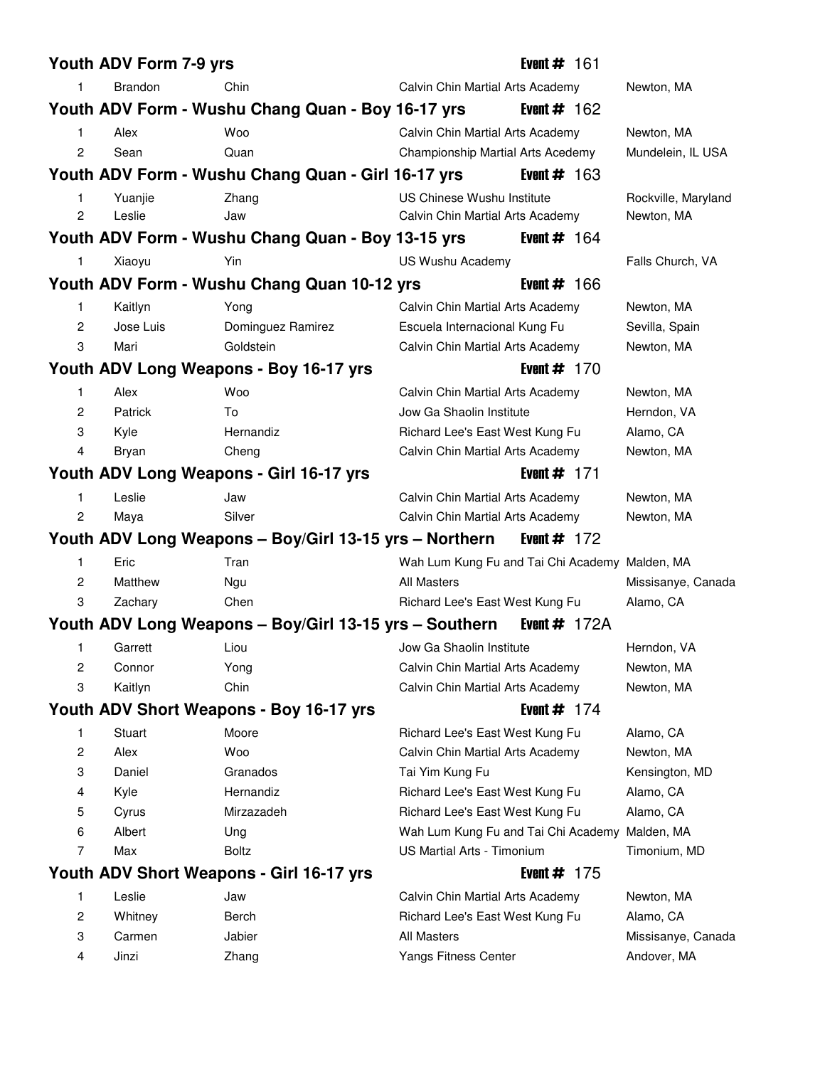## Youth ADV Form 7-9 yrs — Event # 161

| | | | | |
|---|---|---|---|---|
| 1 | Brandon | Chin | Calvin Chin Martial Arts Academy | Newton, MA |

## Youth ADV Form - Wushu Chang Quan - Boy 16-17 yrs — Event # 162

| | | | | |
|---|---|---|---|---|
| 1 | Alex | Woo | Calvin Chin Martial Arts Academy | Newton, MA |
| 2 | Sean | Quan | Championship Martial Arts Acedemy | Mundelein, IL USA |

## Youth ADV Form - Wushu Chang Quan - Girl 16-17 yrs — Event # 163

| | | | | |
|---|---|---|---|---|
| 1 | Yuanjie | Zhang | US Chinese Wushu Institute | Rockville, Maryland |
| 2 | Leslie | Jaw | Calvin Chin Martial Arts Academy | Newton, MA |

## Youth ADV Form - Wushu Chang Quan - Boy 13-15 yrs — Event # 164

| | | | | |
|---|---|---|---|---|
| 1 | Xiaoyu | Yin | US Wushu Academy | Falls Church, VA |

## Youth ADV Form - Wushu Chang Quan 10-12 yrs — Event # 166

| | | | | |
|---|---|---|---|---|
| 1 | Kaitlyn | Yong | Calvin Chin Martial Arts Academy | Newton, MA |
| 2 | Jose Luis | Dominguez Ramirez | Escuela Internacional Kung Fu | Sevilla, Spain |
| 3 | Mari | Goldstein | Calvin Chin Martial Arts Academy | Newton, MA |

## Youth ADV Long Weapons - Boy 16-17 yrs — Event # 170

| | | | | |
|---|---|---|---|---|
| 1 | Alex | Woo | Calvin Chin Martial Arts Academy | Newton, MA |
| 2 | Patrick | To | Jow Ga Shaolin Institute | Herndon, VA |
| 3 | Kyle | Hernandiz | Richard Lee's East West Kung Fu | Alamo, CA |
| 4 | Bryan | Cheng | Calvin Chin Martial Arts Academy | Newton, MA |

## Youth ADV Long Weapons - Girl 16-17 yrs — Event # 171

| | | | | |
|---|---|---|---|---|
| 1 | Leslie | Jaw | Calvin Chin Martial Arts Academy | Newton, MA |
| 2 | Maya | Silver | Calvin Chin Martial Arts Academy | Newton, MA |

## Youth ADV Long Weapons – Boy/Girl 13-15 yrs – Northern — Event # 172

| | | | | |
|---|---|---|---|---|
| 1 | Eric | Tran | Wah Lum Kung Fu and Tai Chi Academy | Malden, MA |
| 2 | Matthew | Ngu | All Masters | Missisanye, Canada |
| 3 | Zachary | Chen | Richard Lee's East West Kung Fu | Alamo, CA |

## Youth ADV Long Weapons – Boy/Girl 13-15 yrs – Southern — Event # 172A

| | | | | |
|---|---|---|---|---|
| 1 | Garrett | Liou | Jow Ga Shaolin Institute | Herndon, VA |
| 2 | Connor | Yong | Calvin Chin Martial Arts Academy | Newton, MA |
| 3 | Kaitlyn | Chin | Calvin Chin Martial Arts Academy | Newton, MA |

## Youth ADV Short Weapons - Boy 16-17 yrs — Event # 174

| | | | | |
|---|---|---|---|---|
| 1 | Stuart | Moore | Richard Lee's East West Kung Fu | Alamo, CA |
| 2 | Alex | Woo | Calvin Chin Martial Arts Academy | Newton, MA |
| 3 | Daniel | Granados | Tai Yim Kung Fu | Kensington, MD |
| 4 | Kyle | Hernandiz | Richard Lee's East West Kung Fu | Alamo, CA |
| 5 | Cyrus | Mirzazadeh | Richard Lee's East West Kung Fu | Alamo, CA |
| 6 | Albert | Ung | Wah Lum Kung Fu and Tai Chi Academy | Malden, MA |
| 7 | Max | Boltz | US Martial Arts - Timonium | Timonium, MD |

## Youth ADV Short Weapons - Girl 16-17 yrs — Event # 175

| | | | | |
|---|---|---|---|---|
| 1 | Leslie | Jaw | Calvin Chin Martial Arts Academy | Newton, MA |
| 2 | Whitney | Berch | Richard Lee's East West Kung Fu | Alamo, CA |
| 3 | Carmen | Jabier | All Masters | Missisanye, Canada |
| 4 | Jinzi | Zhang | Yangs Fitness Center | Andover, MA |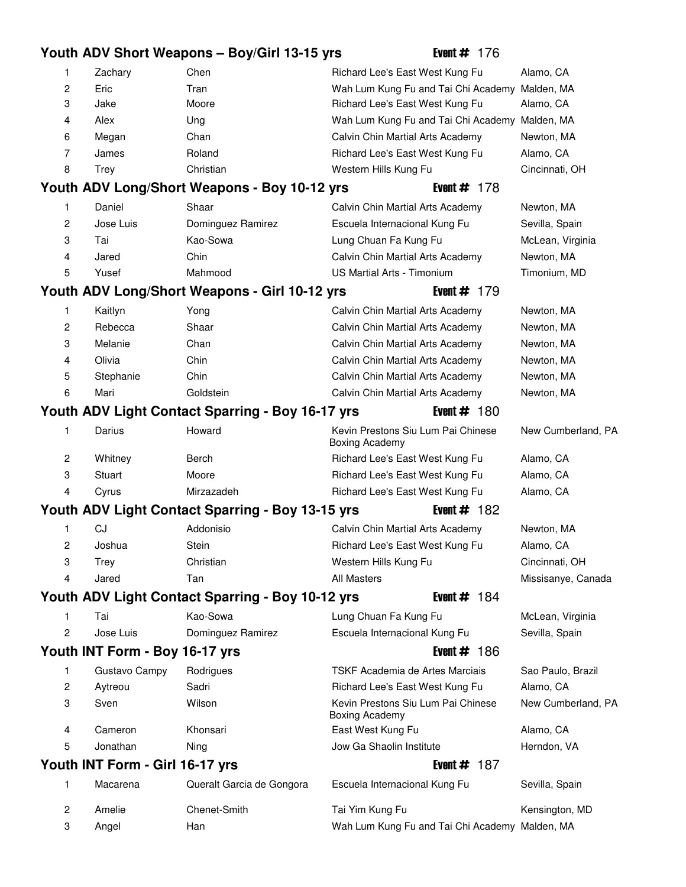## Youth ADV Short Weapons – Boy/Girl 13-15 yrs — Event # 176

| | | | | |
|---|---|---|---|---|
| 1 | Zachary | Chen | Richard Lee's East West Kung Fu | Alamo, CA |
| 2 | Eric | Tran | Wah Lum Kung Fu and Tai Chi Academy | Malden, MA |
| 3 | Jake | Moore | Richard Lee's East West Kung Fu | Alamo, CA |
| 4 | Alex | Ung | Wah Lum Kung Fu and Tai Chi Academy | Malden, MA |
| 6 | Megan | Chan | Calvin Chin Martial Arts Academy | Newton, MA |
| 7 | James | Roland | Richard Lee's East West Kung Fu | Alamo, CA |
| 8 | Trey | Christian | Western Hills Kung Fu | Cincinnati, OH |

## Youth ADV Long/Short Weapons - Boy 10-12 yrs — Event # 178

| | | | | |
|---|---|---|---|---|
| 1 | Daniel | Shaar | Calvin Chin Martial Arts Academy | Newton, MA |
| 2 | Jose Luis | Dominguez Ramirez | Escuela Internacional Kung Fu | Sevilla, Spain |
| 3 | Tai | Kao-Sowa | Lung Chuan Fa Kung Fu | McLean, Virginia |
| 4 | Jared | Chin | Calvin Chin Martial Arts Academy | Newton, MA |
| 5 | Yusef | Mahmood | US Martial Arts - Timonium | Timonium, MD |

## Youth ADV Long/Short Weapons - Girl 10-12 yrs — Event # 179

| | | | | |
|---|---|---|---|---|
| 1 | Kaitlyn | Yong | Calvin Chin Martial Arts Academy | Newton, MA |
| 2 | Rebecca | Shaar | Calvin Chin Martial Arts Academy | Newton, MA |
| 3 | Melanie | Chan | Calvin Chin Martial Arts Academy | Newton, MA |
| 4 | Olivia | Chin | Calvin Chin Martial Arts Academy | Newton, MA |
| 5 | Stephanie | Chin | Calvin Chin Martial Arts Academy | Newton, MA |
| 6 | Mari | Goldstein | Calvin Chin Martial Arts Academy | Newton, MA |

## Youth ADV Light Contact Sparring - Boy 16-17 yrs — Event # 180

| | | | | |
|---|---|---|---|---|
| 1 | Darius | Howard | Kevin Prestons Siu Lum Pai Chinese Boxing Academy | New Cumberland, PA |
| 2 | Whitney | Berch | Richard Lee's East West Kung Fu | Alamo, CA |
| 3 | Stuart | Moore | Richard Lee's East West Kung Fu | Alamo, CA |
| 4 | Cyrus | Mirzazadeh | Richard Lee's East West Kung Fu | Alamo, CA |

## Youth ADV Light Contact Sparring - Boy 13-15 yrs — Event # 182

| | | | | |
|---|---|---|---|---|
| 1 | CJ | Addonisio | Calvin Chin Martial Arts Academy | Newton, MA |
| 2 | Joshua | Stein | Richard Lee's East West Kung Fu | Alamo, CA |
| 3 | Trey | Christian | Western Hills Kung Fu | Cincinnati, OH |
| 4 | Jared | Tan | All Masters | Missisanye, Canada |

## Youth ADV Light Contact Sparring - Boy 10-12 yrs — Event # 184

| | | | | |
|---|---|---|---|---|
| 1 | Tai | Kao-Sowa | Lung Chuan Fa Kung Fu | McLean, Virginia |
| 2 | Jose Luis | Dominguez Ramirez | Escuela Internacional Kung Fu | Sevilla, Spain |

## Youth INT Form - Boy 16-17 yrs — Event # 186

| | | | | |
|---|---|---|---|---|
| 1 | Gustavo Campy | Rodrigues | TSKF Academia de Artes Marciais | Sao Paulo, Brazil |
| 2 | Aytreou | Sadri | Richard Lee's East West Kung Fu | Alamo, CA |
| 3 | Sven | Wilson | Kevin Prestons Siu Lum Pai Chinese Boxing Academy | New Cumberland, PA |
| 4 | Cameron | Khonsari | East West Kung Fu | Alamo, CA |
| 5 | Jonathan | Ning | Jow Ga Shaolin Institute | Herndon, VA |

## Youth INT Form - Girl 16-17 yrs — Event # 187

| | | | | |
|---|---|---|---|---|
| 1 | Macarena | Queralt Garcia de Gongora | Escuela Internacional Kung Fu | Sevilla, Spain |
| 2 | Amelie | Chenet-Smith | Tai Yim Kung Fu | Kensington, MD |
| 3 | Angel | Han | Wah Lum Kung Fu and Tai Chi Academy | Malden, MA |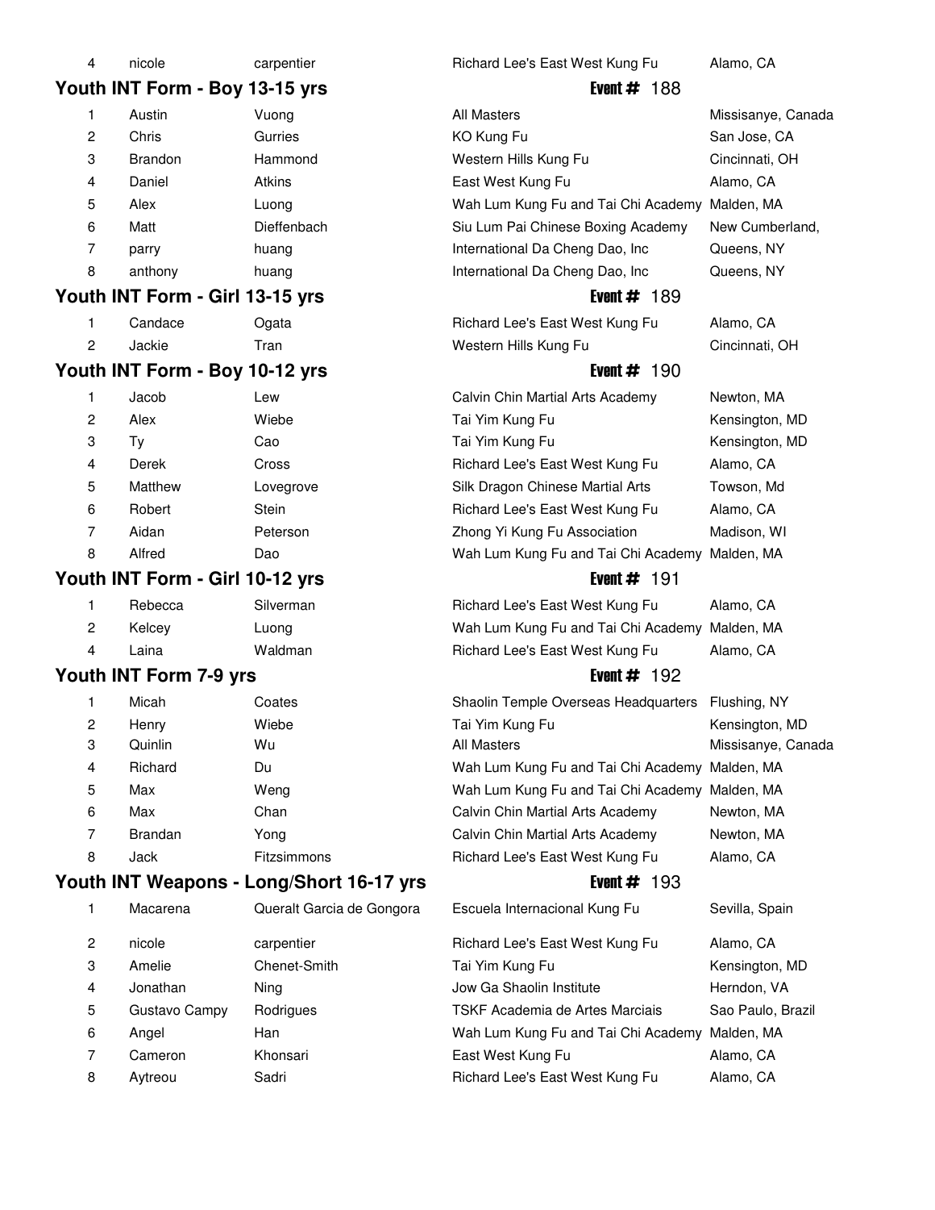| | | | | |
|---|---|---|---|---|
| 4 | nicole | carpentier | Richard Lee's East West Kung Fu | Alamo, CA |

## Youth INT Form - Boy 13-15 yrs

**Event #** 188

| | | | | |
|---|---|---|---|---|
| 1 | Austin | Vuong | All Masters | Missisanye, Canada |
| 2 | Chris | Gurries | KO Kung Fu | San Jose, CA |
| 3 | Brandon | Hammond | Western Hills Kung Fu | Cincinnati, OH |
| 4 | Daniel | Atkins | East West Kung Fu | Alamo, CA |
| 5 | Alex | Luong | Wah Lum Kung Fu and Tai Chi Academy | Malden, MA |
| 6 | Matt | Dieffenbach | Siu Lum Pai Chinese Boxing Academy | New Cumberland, |
| 7 | parry | huang | International Da Cheng Dao, Inc | Queens, NY |
| 8 | anthony | huang | International Da Cheng Dao, Inc | Queens, NY |

## Youth INT Form - Girl 13-15 yrs

**Event #** 189

| | | | | |
|---|---|---|---|---|
| 1 | Candace | Ogata | Richard Lee's East West Kung Fu | Alamo, CA |
| 2 | Jackie | Tran | Western Hills Kung Fu | Cincinnati, OH |

## Youth INT Form - Boy 10-12 yrs

**Event #** 190

| | | | | |
|---|---|---|---|---|
| 1 | Jacob | Lew | Calvin Chin Martial Arts Academy | Newton, MA |
| 2 | Alex | Wiebe | Tai Yim Kung Fu | Kensington, MD |
| 3 | Ty | Cao | Tai Yim Kung Fu | Kensington, MD |
| 4 | Derek | Cross | Richard Lee's East West Kung Fu | Alamo, CA |
| 5 | Matthew | Lovegrove | Silk Dragon Chinese Martial Arts | Towson, Md |
| 6 | Robert | Stein | Richard Lee's East West Kung Fu | Alamo, CA |
| 7 | Aidan | Peterson | Zhong Yi Kung Fu Association | Madison, WI |
| 8 | Alfred | Dao | Wah Lum Kung Fu and Tai Chi Academy | Malden, MA |

## Youth INT Form - Girl 10-12 yrs

**Event #** 191

| | | | | |
|---|---|---|---|---|
| 1 | Rebecca | Silverman | Richard Lee's East West Kung Fu | Alamo, CA |
| 2 | Kelcey | Luong | Wah Lum Kung Fu and Tai Chi Academy | Malden, MA |
| 4 | Laina | Waldman | Richard Lee's East West Kung Fu | Alamo, CA |

## Youth INT Form 7-9 yrs

**Event #** 192

| | | | | |
|---|---|---|---|---|
| 1 | Micah | Coates | Shaolin Temple Overseas Headquarters | Flushing, NY |
| 2 | Henry | Wiebe | Tai Yim Kung Fu | Kensington, MD |
| 3 | Quinlin | Wu | All Masters | Missisanye, Canada |
| 4 | Richard | Du | Wah Lum Kung Fu and Tai Chi Academy | Malden, MA |
| 5 | Max | Weng | Wah Lum Kung Fu and Tai Chi Academy | Malden, MA |
| 6 | Max | Chan | Calvin Chin Martial Arts Academy | Newton, MA |
| 7 | Brandan | Yong | Calvin Chin Martial Arts Academy | Newton, MA |
| 8 | Jack | Fitzsimmons | Richard Lee's East West Kung Fu | Alamo, CA |

## Youth INT Weapons - Long/Short 16-17 yrs

**Event #** 193

| | | | | |
|---|---|---|---|---|
| 1 | Macarena | Queralt Garcia de Gongora | Escuela Internacional Kung Fu | Sevilla, Spain |
| 2 | nicole | carpentier | Richard Lee's East West Kung Fu | Alamo, CA |
| 3 | Amelie | Chenet-Smith | Tai Yim Kung Fu | Kensington, MD |
| 4 | Jonathan | Ning | Jow Ga Shaolin Institute | Herndon, VA |
| 5 | Gustavo Campy | Rodrigues | TSKF Academia de Artes Marciais | Sao Paulo, Brazil |
| 6 | Angel | Han | Wah Lum Kung Fu and Tai Chi Academy | Malden, MA |
| 7 | Cameron | Khonsari | East West Kung Fu | Alamo, CA |
| 8 | Aytreou | Sadri | Richard Lee's East West Kung Fu | Alamo, CA |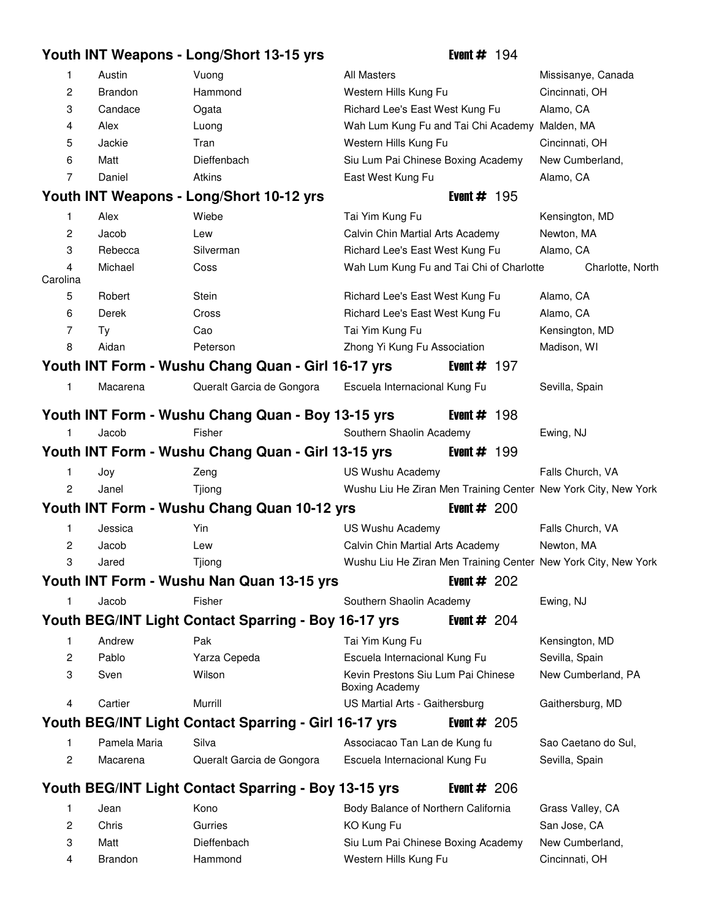## Youth INT Weapons - Long/Short 13-15 yrs — Event # 194

| | | | | |
|---|---|---|---|---|
| 1 | Austin | Vuong | All Masters | Missisanye, Canada |
| 2 | Brandon | Hammond | Western Hills Kung Fu | Cincinnati, OH |
| 3 | Candace | Ogata | Richard Lee's East West Kung Fu | Alamo, CA |
| 4 | Alex | Luong | Wah Lum Kung Fu and Tai Chi Academy | Malden, MA |
| 5 | Jackie | Tran | Western Hills Kung Fu | Cincinnati, OH |
| 6 | Matt | Dieffenbach | Siu Lum Pai Chinese Boxing Academy | New Cumberland, |
| 7 | Daniel | Atkins | East West Kung Fu | Alamo, CA |

## Youth INT Weapons - Long/Short 10-12 yrs — Event # 195

| | | | | |
|---|---|---|---|---|
| 1 | Alex | Wiebe | Tai Yim Kung Fu | Kensington, MD |
| 2 | Jacob | Lew | Calvin Chin Martial Arts Academy | Newton, MA |
| 3 | Rebecca | Silverman | Richard Lee's East West Kung Fu | Alamo, CA |
| 4 | Michael | Coss | Wah Lum Kung Fu and Tai Chi of Charlotte | Charlotte, North Carolina |
| 5 | Robert | Stein | Richard Lee's East West Kung Fu | Alamo, CA |
| 6 | Derek | Cross | Richard Lee's East West Kung Fu | Alamo, CA |
| 7 | Ty | Cao | Tai Yim Kung Fu | Kensington, MD |
| 8 | Aidan | Peterson | Zhong Yi Kung Fu Association | Madison, WI |

## Youth INT Form - Wushu Chang Quan - Girl 16-17 yrs — Event # 197

| | | | | |
|---|---|---|---|---|
| 1 | Macarena | Queralt Garcia de Gongora | Escuela Internacional Kung Fu | Sevilla, Spain |

## Youth INT Form - Wushu Chang Quan - Boy 13-15 yrs — Event # 198

| | | | | |
|---|---|---|---|---|
| 1 | Jacob | Fisher | Southern Shaolin Academy | Ewing, NJ |

## Youth INT Form - Wushu Chang Quan - Girl 13-15 yrs — Event # 199

| | | | | |
|---|---|---|---|---|
| 1 | Joy | Zeng | US Wushu Academy | Falls Church, VA |
| 2 | Janel | Tjiong | Wushu Liu He Ziran Men Training Center | New York City, New York |

## Youth INT Form - Wushu Chang Quan 10-12 yrs — Event # 200

| | | | | |
|---|---|---|---|---|
| 1 | Jessica | Yin | US Wushu Academy | Falls Church, VA |
| 2 | Jacob | Lew | Calvin Chin Martial Arts Academy | Newton, MA |
| 3 | Jared | Tjiong | Wushu Liu He Ziran Men Training Center | New York City, New York |

## Youth INT Form - Wushu Nan Quan 13-15 yrs — Event # 202

| | | | | |
|---|---|---|---|---|
| 1 | Jacob | Fisher | Southern Shaolin Academy | Ewing, NJ |

## Youth BEG/INT Light Contact Sparring - Boy 16-17 yrs — Event # 204

| | | | | |
|---|---|---|---|---|
| 1 | Andrew | Pak | Tai Yim Kung Fu | Kensington, MD |
| 2 | Pablo | Yarza Cepeda | Escuela Internacional Kung Fu | Sevilla, Spain |
| 3 | Sven | Wilson | Kevin Prestons Siu Lum Pai Chinese Boxing Academy | New Cumberland, PA |
| 4 | Cartier | Murrill | US Martial Arts - Gaithersburg | Gaithersburg, MD |

## Youth BEG/INT Light Contact Sparring - Girl 16-17 yrs — Event # 205

| | | | | |
|---|---|---|---|---|
| 1 | Pamela Maria | Silva | Associacao Tan Lan de Kung fu | Sao Caetano do Sul, |
| 2 | Macarena | Queralt Garcia de Gongora | Escuela Internacional Kung Fu | Sevilla, Spain |

## Youth BEG/INT Light Contact Sparring - Boy 13-15 yrs — Event # 206

| | | | | |
|---|---|---|---|---|
| 1 | Jean | Kono | Body Balance of Northern California | Grass Valley, CA |
| 2 | Chris | Gurries | KO Kung Fu | San Jose, CA |
| 3 | Matt | Dieffenbach | Siu Lum Pai Chinese Boxing Academy | New Cumberland, |
| 4 | Brandon | Hammond | Western Hills Kung Fu | Cincinnati, OH |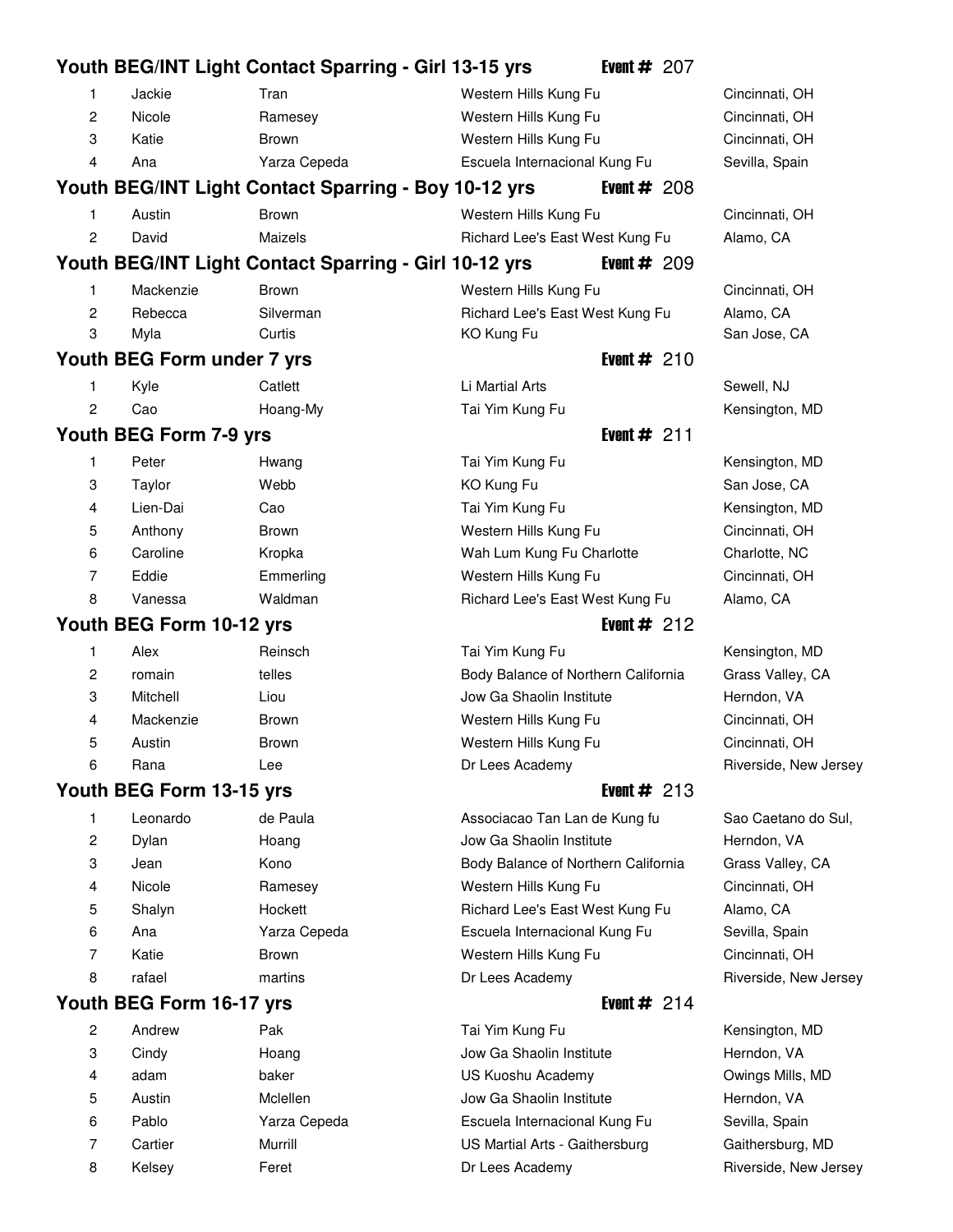## Youth BEG/INT Light Contact Sparring - Girl 13-15 yrs — Event # 207

| Place | First Name | Last Name | School | Location |
|---|---|---|---|---|
| 1 | Jackie | Tran | Western Hills Kung Fu | Cincinnati, OH |
| 2 | Nicole | Ramesey | Western Hills Kung Fu | Cincinnati, OH |
| 3 | Katie | Brown | Western Hills Kung Fu | Cincinnati, OH |
| 4 | Ana | Yarza Cepeda | Escuela Internacional Kung Fu | Sevilla, Spain |

## Youth BEG/INT Light Contact Sparring - Boy 10-12 yrs — Event # 208

| Place | First Name | Last Name | School | Location |
|---|---|---|---|---|
| 1 | Austin | Brown | Western Hills Kung Fu | Cincinnati, OH |
| 2 | David | Maizels | Richard Lee's East West Kung Fu | Alamo, CA |

## Youth BEG/INT Light Contact Sparring - Girl 10-12 yrs — Event # 209

| Place | First Name | Last Name | School | Location |
|---|---|---|---|---|
| 1 | Mackenzie | Brown | Western Hills Kung Fu | Cincinnati, OH |
| 2 | Rebecca | Silverman | Richard Lee's East West Kung Fu | Alamo, CA |
| 3 | Myla | Curtis | KO Kung Fu | San Jose, CA |

## Youth BEG Form under 7 yrs — Event # 210

| Place | First Name | Last Name | School | Location |
|---|---|---|---|---|
| 1 | Kyle | Catlett | Li Martial Arts | Sewell, NJ |
| 2 | Cao | Hoang-My | Tai Yim Kung Fu | Kensington, MD |

## Youth BEG Form 7-9 yrs — Event # 211

| Place | First Name | Last Name | School | Location |
|---|---|---|---|---|
| 1 | Peter | Hwang | Tai Yim Kung Fu | Kensington, MD |
| 3 | Taylor | Webb | KO Kung Fu | San Jose, CA |
| 4 | Lien-Dai | Cao | Tai Yim Kung Fu | Kensington, MD |
| 5 | Anthony | Brown | Western Hills Kung Fu | Cincinnati, OH |
| 6 | Caroline | Kropka | Wah Lum Kung Fu Charlotte | Charlotte, NC |
| 7 | Eddie | Emmerling | Western Hills Kung Fu | Cincinnati, OH |
| 8 | Vanessa | Waldman | Richard Lee's East West Kung Fu | Alamo, CA |

## Youth BEG Form 10-12 yrs — Event # 212

| Place | First Name | Last Name | School | Location |
|---|---|---|---|---|
| 1 | Alex | Reinsch | Tai Yim Kung Fu | Kensington, MD |
| 2 | romain | telles | Body Balance of Northern California | Grass Valley, CA |
| 3 | Mitchell | Liou | Jow Ga Shaolin Institute | Herndon, VA |
| 4 | Mackenzie | Brown | Western Hills Kung Fu | Cincinnati, OH |
| 5 | Austin | Brown | Western Hills Kung Fu | Cincinnati, OH |
| 6 | Rana | Lee | Dr Lees Academy | Riverside, New Jersey |

## Youth BEG Form 13-15 yrs — Event # 213

| Place | First Name | Last Name | School | Location |
|---|---|---|---|---|
| 1 | Leonardo | de Paula | Associacao Tan Lan de Kung fu | Sao Caetano do Sul, |
| 2 | Dylan | Hoang | Jow Ga Shaolin Institute | Herndon, VA |
| 3 | Jean | Kono | Body Balance of Northern California | Grass Valley, CA |
| 4 | Nicole | Ramesey | Western Hills Kung Fu | Cincinnati, OH |
| 5 | Shalyn | Hockett | Richard Lee's East West Kung Fu | Alamo, CA |
| 6 | Ana | Yarza Cepeda | Escuela Internacional Kung Fu | Sevilla, Spain |
| 7 | Katie | Brown | Western Hills Kung Fu | Cincinnati, OH |
| 8 | rafael | martins | Dr Lees Academy | Riverside, New Jersey |

## Youth BEG Form 16-17 yrs — Event # 214

| Place | First Name | Last Name | School | Location |
|---|---|---|---|---|
| 2 | Andrew | Pak | Tai Yim Kung Fu | Kensington, MD |
| 3 | Cindy | Hoang | Jow Ga Shaolin Institute | Herndon, VA |
| 4 | adam | baker | US Kuoshu Academy | Owings Mills, MD |
| 5 | Austin | Mclellen | Jow Ga Shaolin Institute | Herndon, VA |
| 6 | Pablo | Yarza Cepeda | Escuela Internacional Kung Fu | Sevilla, Spain |
| 7 | Cartier | Murrill | US Martial Arts - Gaithersburg | Gaithersburg, MD |
| 8 | Kelsey | Feret | Dr Lees Academy | Riverside, New Jersey |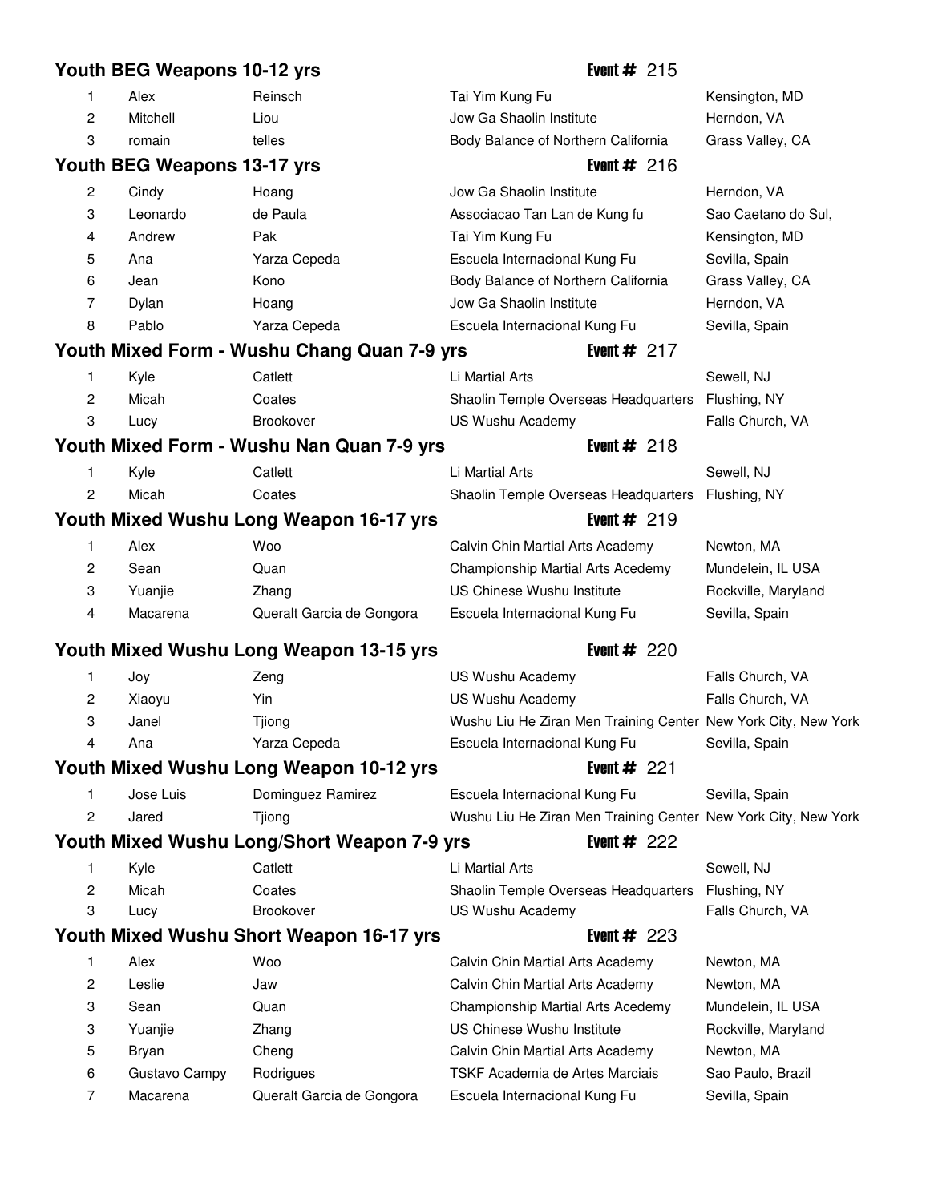## Youth BEG Weapons 10-12 yrs — Event # 215

| | | | | |
|---|---|---|---|---|
| 1 | Alex | Reinsch | Tai Yim Kung Fu | Kensington, MD |
| 2 | Mitchell | Liou | Jow Ga Shaolin Institute | Herndon, VA |
| 3 | romain | telles | Body Balance of Northern California | Grass Valley, CA |

## Youth BEG Weapons 13-17 yrs — Event # 216

| | | | | |
|---|---|---|---|---|
| 2 | Cindy | Hoang | Jow Ga Shaolin Institute | Herndon, VA |
| 3 | Leonardo | de Paula | Associacao Tan Lan de Kung fu | Sao Caetano do Sul, |
| 4 | Andrew | Pak | Tai Yim Kung Fu | Kensington, MD |
| 5 | Ana | Yarza Cepeda | Escuela Internacional Kung Fu | Sevilla, Spain |
| 6 | Jean | Kono | Body Balance of Northern California | Grass Valley, CA |
| 7 | Dylan | Hoang | Jow Ga Shaolin Institute | Herndon, VA |
| 8 | Pablo | Yarza Cepeda | Escuela Internacional Kung Fu | Sevilla, Spain |

## Youth Mixed Form - Wushu Chang Quan 7-9 yrs — Event # 217

| | | | | |
|---|---|---|---|---|
| 1 | Kyle | Catlett | Li Martial Arts | Sewell, NJ |
| 2 | Micah | Coates | Shaolin Temple Overseas Headquarters | Flushing, NY |
| 3 | Lucy | Brookover | US Wushu Academy | Falls Church, VA |

## Youth Mixed Form - Wushu Nan Quan 7-9 yrs — Event # 218

| | | | | |
|---|---|---|---|---|
| 1 | Kyle | Catlett | Li Martial Arts | Sewell, NJ |
| 2 | Micah | Coates | Shaolin Temple Overseas Headquarters | Flushing, NY |

## Youth Mixed Wushu Long Weapon 16-17 yrs — Event # 219

| | | | | |
|---|---|---|---|---|
| 1 | Alex | Woo | Calvin Chin Martial Arts Academy | Newton, MA |
| 2 | Sean | Quan | Championship Martial Arts Acedemy | Mundelein, IL USA |
| 3 | Yuanjie | Zhang | US Chinese Wushu Institute | Rockville, Maryland |
| 4 | Macarena | Queralt Garcia de Gongora | Escuela Internacional Kung Fu | Sevilla, Spain |

## Youth Mixed Wushu Long Weapon 13-15 yrs — Event # 220

| | | | | |
|---|---|---|---|---|
| 1 | Joy | Zeng | US Wushu Academy | Falls Church, VA |
| 2 | Xiaoyu | Yin | US Wushu Academy | Falls Church, VA |
| 3 | Janel | Tjiong | Wushu Liu He Ziran Men Training Center | New York City, New York |
| 4 | Ana | Yarza Cepeda | Escuela Internacional Kung Fu | Sevilla, Spain |

## Youth Mixed Wushu Long Weapon 10-12 yrs — Event # 221

| | | | | |
|---|---|---|---|---|
| 1 | Jose Luis | Dominguez Ramirez | Escuela Internacional Kung Fu | Sevilla, Spain |
| 2 | Jared | Tjiong | Wushu Liu He Ziran Men Training Center | New York City, New York |

## Youth Mixed Wushu Long/Short Weapon 7-9 yrs — Event # 222

| | | | | |
|---|---|---|---|---|
| 1 | Kyle | Catlett | Li Martial Arts | Sewell, NJ |
| 2 | Micah | Coates | Shaolin Temple Overseas Headquarters | Flushing, NY |
| 3 | Lucy | Brookover | US Wushu Academy | Falls Church, VA |

## Youth Mixed Wushu Short Weapon 16-17 yrs — Event # 223

| | | | | |
|---|---|---|---|---|
| 1 | Alex | Woo | Calvin Chin Martial Arts Academy | Newton, MA |
| 2 | Leslie | Jaw | Calvin Chin Martial Arts Academy | Newton, MA |
| 3 | Sean | Quan | Championship Martial Arts Acedemy | Mundelein, IL USA |
| 3 | Yuanjie | Zhang | US Chinese Wushu Institute | Rockville, Maryland |
| 5 | Bryan | Cheng | Calvin Chin Martial Arts Academy | Newton, MA |
| 6 | Gustavo Campy | Rodrigues | TSKF Academia de Artes Marciais | Sao Paulo, Brazil |
| 7 | Macarena | Queralt Garcia de Gongora | Escuela Internacional Kung Fu | Sevilla, Spain |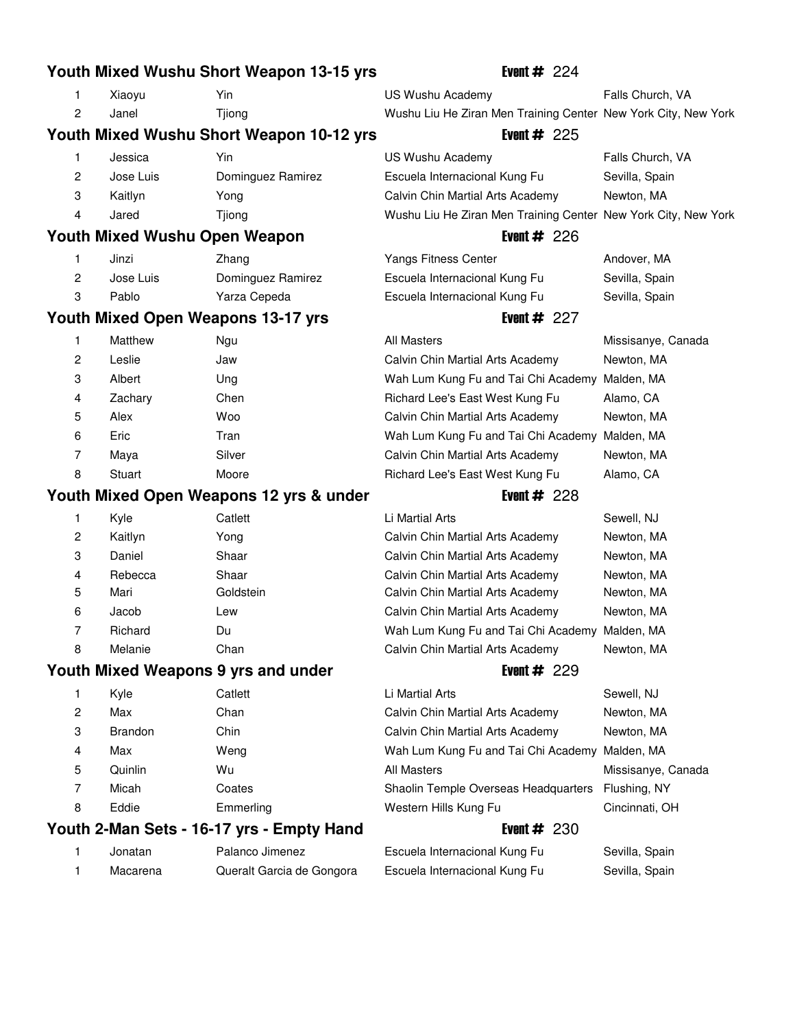## Youth Mixed Wushu Short Weapon 13-15 yrs

**Event #** 224

| Place | First Name | Last Name | School | Location |
|---|---|---|---|---|
| 1 | Xiaoyu | Yin | US Wushu Academy | Falls Church, VA |
| 2 | Janel | Tjiong | Wushu Liu He Ziran Men Training Center | New York City, New York |

## Youth Mixed Wushu Short Weapon 10-12 yrs

**Event #** 225

| Place | First Name | Last Name | School | Location |
|---|---|---|---|---|
| 1 | Jessica | Yin | US Wushu Academy | Falls Church, VA |
| 2 | Jose Luis | Dominguez Ramirez | Escuela Internacional Kung Fu | Sevilla, Spain |
| 3 | Kaitlyn | Yong | Calvin Chin Martial Arts Academy | Newton, MA |
| 4 | Jared | Tjiong | Wushu Liu He Ziran Men Training Center | New York City, New York |

## Youth Mixed Wushu Open Weapon

**Event #** 226

| Place | First Name | Last Name | School | Location |
|---|---|---|---|---|
| 1 | Jinzi | Zhang | Yangs Fitness Center | Andover, MA |
| 2 | Jose Luis | Dominguez Ramirez | Escuela Internacional Kung Fu | Sevilla, Spain |
| 3 | Pablo | Yarza Cepeda | Escuela Internacional Kung Fu | Sevilla, Spain |

## Youth Mixed Open Weapons 13-17 yrs

**Event #** 227

| Place | First Name | Last Name | School | Location |
|---|---|---|---|---|
| 1 | Matthew | Ngu | All Masters | Missisanye, Canada |
| 2 | Leslie | Jaw | Calvin Chin Martial Arts Academy | Newton, MA |
| 3 | Albert | Ung | Wah Lum Kung Fu and Tai Chi Academy | Malden, MA |
| 4 | Zachary | Chen | Richard Lee's East West Kung Fu | Alamo, CA |
| 5 | Alex | Woo | Calvin Chin Martial Arts Academy | Newton, MA |
| 6 | Eric | Tran | Wah Lum Kung Fu and Tai Chi Academy | Malden, MA |
| 7 | Maya | Silver | Calvin Chin Martial Arts Academy | Newton, MA |
| 8 | Stuart | Moore | Richard Lee's East West Kung Fu | Alamo, CA |

## Youth Mixed Open Weapons 12 yrs & under

**Event #** 228

| Place | First Name | Last Name | School | Location |
|---|---|---|---|---|
| 1 | Kyle | Catlett | Li Martial Arts | Sewell, NJ |
| 2 | Kaitlyn | Yong | Calvin Chin Martial Arts Academy | Newton, MA |
| 3 | Daniel | Shaar | Calvin Chin Martial Arts Academy | Newton, MA |
| 4 | Rebecca | Shaar | Calvin Chin Martial Arts Academy | Newton, MA |
| 5 | Mari | Goldstein | Calvin Chin Martial Arts Academy | Newton, MA |
| 6 | Jacob | Lew | Calvin Chin Martial Arts Academy | Newton, MA |
| 7 | Richard | Du | Wah Lum Kung Fu and Tai Chi Academy | Malden, MA |
| 8 | Melanie | Chan | Calvin Chin Martial Arts Academy | Newton, MA |

## Youth Mixed Weapons 9 yrs and under

**Event #** 229

| Place | First Name | Last Name | School | Location |
|---|---|---|---|---|
| 1 | Kyle | Catlett | Li Martial Arts | Sewell, NJ |
| 2 | Max | Chan | Calvin Chin Martial Arts Academy | Newton, MA |
| 3 | Brandon | Chin | Calvin Chin Martial Arts Academy | Newton, MA |
| 4 | Max | Weng | Wah Lum Kung Fu and Tai Chi Academy | Malden, MA |
| 5 | Quinlin | Wu | All Masters | Missisanye, Canada |
| 7 | Micah | Coates | Shaolin Temple Overseas Headquarters | Flushing, NY |
| 8 | Eddie | Emmerling | Western Hills Kung Fu | Cincinnati, OH |

## Youth 2-Man Sets - 16-17 yrs - Empty Hand

**Event #** 230

| Place | First Name | Last Name | School | Location |
|---|---|---|---|---|
| 1 | Jonatan | Palanco Jimenez | Escuela Internacional Kung Fu | Sevilla, Spain |
| 1 | Macarena | Queralt Garcia de Gongora | Escuela Internacional Kung Fu | Sevilla, Spain |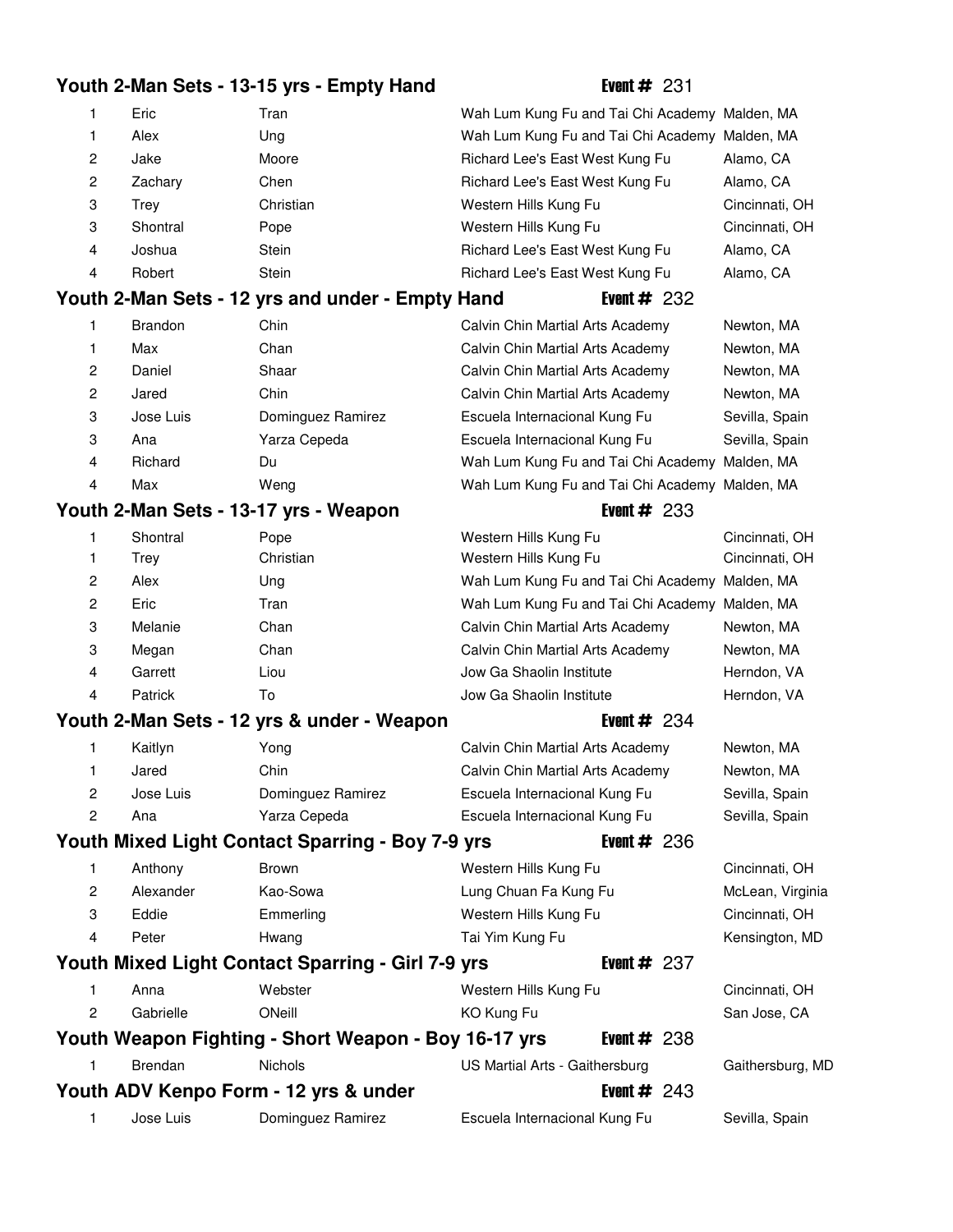## Youth 2-Man Sets - 13-15 yrs - Empty Hand

**Event #** 231

| Place | First Name | Last Name | School | Location |
|---|---|---|---|---|
| 1 | Eric | Tran | Wah Lum Kung Fu and Tai Chi Academy | Malden, MA |
| 1 | Alex | Ung | Wah Lum Kung Fu and Tai Chi Academy | Malden, MA |
| 2 | Jake | Moore | Richard Lee's East West Kung Fu | Alamo, CA |
| 2 | Zachary | Chen | Richard Lee's East West Kung Fu | Alamo, CA |
| 3 | Trey | Christian | Western Hills Kung Fu | Cincinnati, OH |
| 3 | Shontral | Pope | Western Hills Kung Fu | Cincinnati, OH |
| 4 | Joshua | Stein | Richard Lee's East West Kung Fu | Alamo, CA |
| 4 | Robert | Stein | Richard Lee's East West Kung Fu | Alamo, CA |

## Youth 2-Man Sets - 12 yrs and under - Empty Hand

**Event #** 232

| Place | First Name | Last Name | School | Location |
|---|---|---|---|---|
| 1 | Brandon | Chin | Calvin Chin Martial Arts Academy | Newton, MA |
| 1 | Max | Chan | Calvin Chin Martial Arts Academy | Newton, MA |
| 2 | Daniel | Shaar | Calvin Chin Martial Arts Academy | Newton, MA |
| 2 | Jared | Chin | Calvin Chin Martial Arts Academy | Newton, MA |
| 3 | Jose Luis | Dominguez Ramirez | Escuela Internacional Kung Fu | Sevilla, Spain |
| 3 | Ana | Yarza Cepeda | Escuela Internacional Kung Fu | Sevilla, Spain |
| 4 | Richard | Du | Wah Lum Kung Fu and Tai Chi Academy | Malden, MA |
| 4 | Max | Weng | Wah Lum Kung Fu and Tai Chi Academy | Malden, MA |

## Youth 2-Man Sets - 13-17 yrs - Weapon

**Event #** 233

| Place | First Name | Last Name | School | Location |
|---|---|---|---|---|
| 1 | Shontral | Pope | Western Hills Kung Fu | Cincinnati, OH |
| 1 | Trey | Christian | Western Hills Kung Fu | Cincinnati, OH |
| 2 | Alex | Ung | Wah Lum Kung Fu and Tai Chi Academy | Malden, MA |
| 2 | Eric | Tran | Wah Lum Kung Fu and Tai Chi Academy | Malden, MA |
| 3 | Melanie | Chan | Calvin Chin Martial Arts Academy | Newton, MA |
| 3 | Megan | Chan | Calvin Chin Martial Arts Academy | Newton, MA |
| 4 | Garrett | Liou | Jow Ga Shaolin Institute | Herndon, VA |
| 4 | Patrick | To | Jow Ga Shaolin Institute | Herndon, VA |

## Youth 2-Man Sets - 12 yrs & under - Weapon

**Event #** 234

| Place | First Name | Last Name | School | Location |
|---|---|---|---|---|
| 1 | Kaitlyn | Yong | Calvin Chin Martial Arts Academy | Newton, MA |
| 1 | Jared | Chin | Calvin Chin Martial Arts Academy | Newton, MA |
| 2 | Jose Luis | Dominguez Ramirez | Escuela Internacional Kung Fu | Sevilla, Spain |
| 2 | Ana | Yarza Cepeda | Escuela Internacional Kung Fu | Sevilla, Spain |

## Youth Mixed Light Contact Sparring - Boy 7-9 yrs

**Event #** 236

| Place | First Name | Last Name | School | Location |
|---|---|---|---|---|
| 1 | Anthony | Brown | Western Hills Kung Fu | Cincinnati, OH |
| 2 | Alexander | Kao-Sowa | Lung Chuan Fa Kung Fu | McLean, Virginia |
| 3 | Eddie | Emmerling | Western Hills Kung Fu | Cincinnati, OH |
| 4 | Peter | Hwang | Tai Yim Kung Fu | Kensington, MD |

## Youth Mixed Light Contact Sparring - Girl 7-9 yrs

**Event #** 237

| Place | First Name | Last Name | School | Location |
|---|---|---|---|---|
| 1 | Anna | Webster | Western Hills Kung Fu | Cincinnati, OH |
| 2 | Gabrielle | ONeill | KO Kung Fu | San Jose, CA |

## Youth Weapon Fighting - Short Weapon - Boy 16-17 yrs

**Event #** 238

| Place | First Name | Last Name | School | Location |
|---|---|---|---|---|
| 1 | Brendan | Nichols | US Martial Arts - Gaithersburg | Gaithersburg, MD |

## Youth ADV Kenpo Form - 12 yrs & under

**Event #** 243

| Place | First Name | Last Name | School | Location |
|---|---|---|---|---|
| 1 | Jose Luis | Dominguez Ramirez | Escuela Internacional Kung Fu | Sevilla, Spain |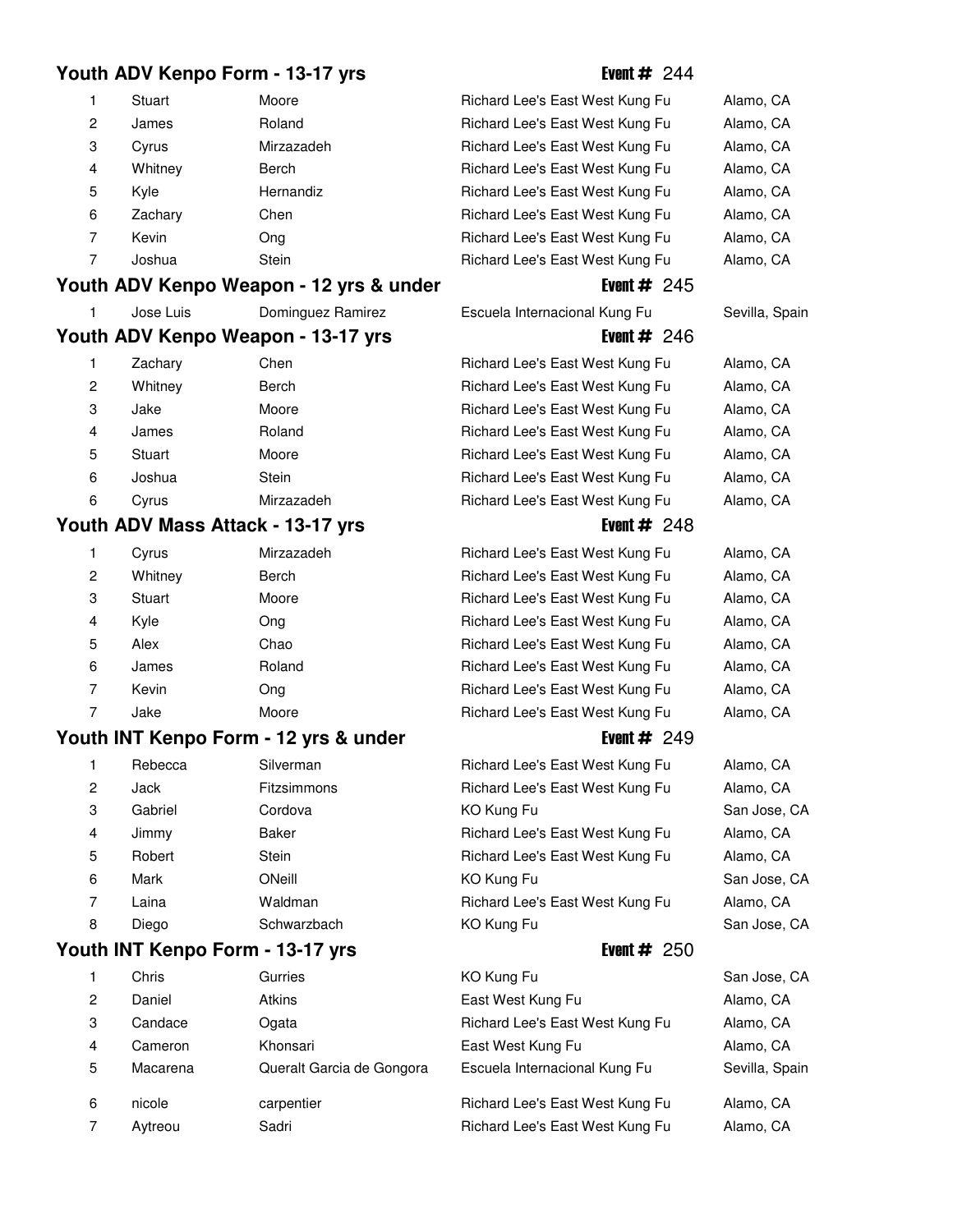## Youth ADV Kenpo Form - 13-17 yrs

**Event #** 244

| | | | | |
|---|---|---|---|---|
| 1 | Stuart | Moore | Richard Lee's East West Kung Fu | Alamo, CA |
| 2 | James | Roland | Richard Lee's East West Kung Fu | Alamo, CA |
| 3 | Cyrus | Mirzazadeh | Richard Lee's East West Kung Fu | Alamo, CA |
| 4 | Whitney | Berch | Richard Lee's East West Kung Fu | Alamo, CA |
| 5 | Kyle | Hernandiz | Richard Lee's East West Kung Fu | Alamo, CA |
| 6 | Zachary | Chen | Richard Lee's East West Kung Fu | Alamo, CA |
| 7 | Kevin | Ong | Richard Lee's East West Kung Fu | Alamo, CA |
| 7 | Joshua | Stein | Richard Lee's East West Kung Fu | Alamo, CA |

## Youth ADV Kenpo Weapon - 12 yrs & under

**Event #** 245

| | | | | |
|---|---|---|---|---|
| 1 | Jose Luis | Dominguez Ramirez | Escuela Internacional Kung Fu | Sevilla, Spain |

## Youth ADV Kenpo Weapon - 13-17 yrs

**Event #** 246

| | | | | |
|---|---|---|---|---|
| 1 | Zachary | Chen | Richard Lee's East West Kung Fu | Alamo, CA |
| 2 | Whitney | Berch | Richard Lee's East West Kung Fu | Alamo, CA |
| 3 | Jake | Moore | Richard Lee's East West Kung Fu | Alamo, CA |
| 4 | James | Roland | Richard Lee's East West Kung Fu | Alamo, CA |
| 5 | Stuart | Moore | Richard Lee's East West Kung Fu | Alamo, CA |
| 6 | Joshua | Stein | Richard Lee's East West Kung Fu | Alamo, CA |
| 6 | Cyrus | Mirzazadeh | Richard Lee's East West Kung Fu | Alamo, CA |

## Youth ADV Mass Attack - 13-17 yrs

**Event #** 248

| | | | | |
|---|---|---|---|---|
| 1 | Cyrus | Mirzazadeh | Richard Lee's East West Kung Fu | Alamo, CA |
| 2 | Whitney | Berch | Richard Lee's East West Kung Fu | Alamo, CA |
| 3 | Stuart | Moore | Richard Lee's East West Kung Fu | Alamo, CA |
| 4 | Kyle | Ong | Richard Lee's East West Kung Fu | Alamo, CA |
| 5 | Alex | Chao | Richard Lee's East West Kung Fu | Alamo, CA |
| 6 | James | Roland | Richard Lee's East West Kung Fu | Alamo, CA |
| 7 | Kevin | Ong | Richard Lee's East West Kung Fu | Alamo, CA |
| 7 | Jake | Moore | Richard Lee's East West Kung Fu | Alamo, CA |

## Youth INT Kenpo Form - 12 yrs & under

**Event #** 249

| | | | | |
|---|---|---|---|---|
| 1 | Rebecca | Silverman | Richard Lee's East West Kung Fu | Alamo, CA |
| 2 | Jack | Fitzsimmons | Richard Lee's East West Kung Fu | Alamo, CA |
| 3 | Gabriel | Cordova | KO Kung Fu | San Jose, CA |
| 4 | Jimmy | Baker | Richard Lee's East West Kung Fu | Alamo, CA |
| 5 | Robert | Stein | Richard Lee's East West Kung Fu | Alamo, CA |
| 6 | Mark | ONeill | KO Kung Fu | San Jose, CA |
| 7 | Laina | Waldman | Richard Lee's East West Kung Fu | Alamo, CA |
| 8 | Diego | Schwarzbach | KO Kung Fu | San Jose, CA |

## Youth INT Kenpo Form - 13-17 yrs

**Event #** 250

| | | | | |
|---|---|---|---|---|
| 1 | Chris | Gurries | KO Kung Fu | San Jose, CA |
| 2 | Daniel | Atkins | East West Kung Fu | Alamo, CA |
| 3 | Candace | Ogata | Richard Lee's East West Kung Fu | Alamo, CA |
| 4 | Cameron | Khonsari | East West Kung Fu | Alamo, CA |
| 5 | Macarena | Queralt Garcia de Gongora | Escuela Internacional Kung Fu | Sevilla, Spain |
| 6 | nicole | carpentier | Richard Lee's East West Kung Fu | Alamo, CA |
| 7 | Aytreou | Sadri | Richard Lee's East West Kung Fu | Alamo, CA |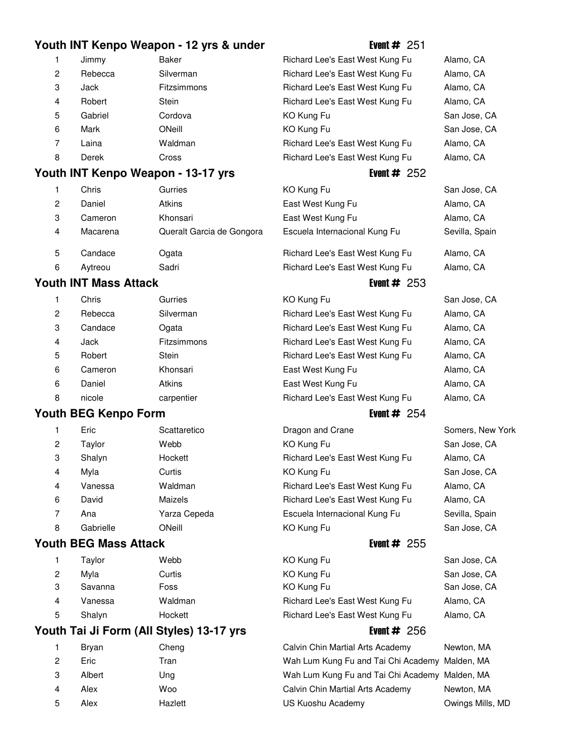## Youth INT Kenpo Weapon - 12 yrs & under

**Event #** 251

| | | | | |
|---|---|---|---|---|
| 1 | Jimmy | Baker | Richard Lee's East West Kung Fu | Alamo, CA |
| 2 | Rebecca | Silverman | Richard Lee's East West Kung Fu | Alamo, CA |
| 3 | Jack | Fitzsimmons | Richard Lee's East West Kung Fu | Alamo, CA |
| 4 | Robert | Stein | Richard Lee's East West Kung Fu | Alamo, CA |
| 5 | Gabriel | Cordova | KO Kung Fu | San Jose, CA |
| 6 | Mark | ONeill | KO Kung Fu | San Jose, CA |
| 7 | Laina | Waldman | Richard Lee's East West Kung Fu | Alamo, CA |
| 8 | Derek | Cross | Richard Lee's East West Kung Fu | Alamo, CA |

## Youth INT Kenpo Weapon - 13-17 yrs

**Event #** 252

| | | | | |
|---|---|---|---|---|
| 1 | Chris | Gurries | KO Kung Fu | San Jose, CA |
| 2 | Daniel | Atkins | East West Kung Fu | Alamo, CA |
| 3 | Cameron | Khonsari | East West Kung Fu | Alamo, CA |
| 4 | Macarena | Queralt Garcia de Gongora | Escuela Internacional Kung Fu | Sevilla, Spain |
| 5 | Candace | Ogata | Richard Lee's East West Kung Fu | Alamo, CA |
| 6 | Aytreou | Sadri | Richard Lee's East West Kung Fu | Alamo, CA |

## Youth INT Mass Attack

**Event #** 253

| | | | | |
|---|---|---|---|---|
| 1 | Chris | Gurries | KO Kung Fu | San Jose, CA |
| 2 | Rebecca | Silverman | Richard Lee's East West Kung Fu | Alamo, CA |
| 3 | Candace | Ogata | Richard Lee's East West Kung Fu | Alamo, CA |
| 4 | Jack | Fitzsimmons | Richard Lee's East West Kung Fu | Alamo, CA |
| 5 | Robert | Stein | Richard Lee's East West Kung Fu | Alamo, CA |
| 6 | Cameron | Khonsari | East West Kung Fu | Alamo, CA |
| 6 | Daniel | Atkins | East West Kung Fu | Alamo, CA |
| 8 | nicole | carpentier | Richard Lee's East West Kung Fu | Alamo, CA |

## Youth BEG Kenpo Form

**Event #** 254

| | | | | |
|---|---|---|---|---|
| 1 | Eric | Scattaretico | Dragon and Crane | Somers, New York |
| 2 | Taylor | Webb | KO Kung Fu | San Jose, CA |
| 3 | Shalyn | Hockett | Richard Lee's East West Kung Fu | Alamo, CA |
| 4 | Myla | Curtis | KO Kung Fu | San Jose, CA |
| 4 | Vanessa | Waldman | Richard Lee's East West Kung Fu | Alamo, CA |
| 6 | David | Maizels | Richard Lee's East West Kung Fu | Alamo, CA |
| 7 | Ana | Yarza Cepeda | Escuela Internacional Kung Fu | Sevilla, Spain |
| 8 | Gabrielle | ONeill | KO Kung Fu | San Jose, CA |

## Youth BEG Mass Attack

**Event #** 255

| | | | | |
|---|---|---|---|---|
| 1 | Taylor | Webb | KO Kung Fu | San Jose, CA |
| 2 | Myla | Curtis | KO Kung Fu | San Jose, CA |
| 3 | Savanna | Foss | KO Kung Fu | San Jose, CA |
| 4 | Vanessa | Waldman | Richard Lee's East West Kung Fu | Alamo, CA |
| 5 | Shalyn | Hockett | Richard Lee's East West Kung Fu | Alamo, CA |

## Youth Tai Ji Form (All Styles) 13-17 yrs

**Event #** 256

| | | | | |
|---|---|---|---|---|
| 1 | Bryan | Cheng | Calvin Chin Martial Arts Academy | Newton, MA |
| 2 | Eric | Tran | Wah Lum Kung Fu and Tai Chi Academy | Malden, MA |
| 3 | Albert | Ung | Wah Lum Kung Fu and Tai Chi Academy | Malden, MA |
| 4 | Alex | Woo | Calvin Chin Martial Arts Academy | Newton, MA |
| 5 | Alex | Hazlett | US Kuoshu Academy | Owings Mills, MD |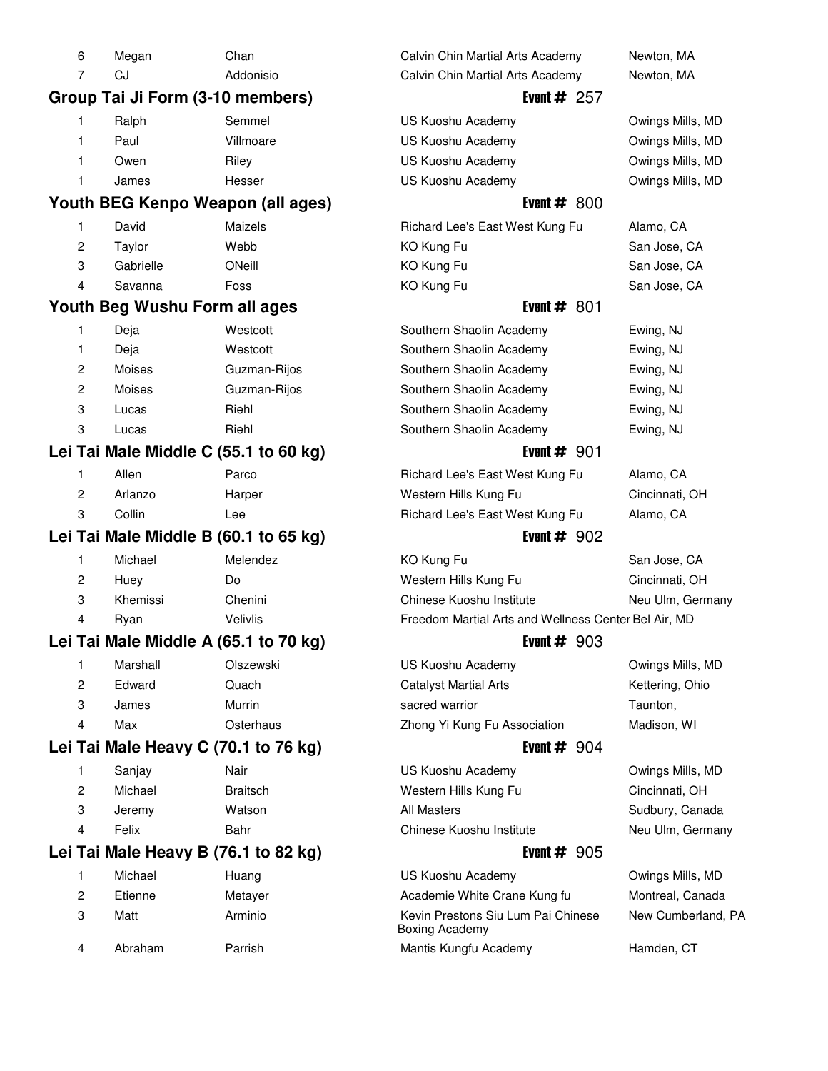| | | | | |
|---|---|---|---|---|
| 6 | Megan | Chan | Calvin Chin Martial Arts Academy | Newton, MA |
| 7 | CJ | Addonisio | Calvin Chin Martial Arts Academy | Newton, MA |

## Group Tai Ji Form (3-10 members) — Event # 257

| | | | | |
|---|---|---|---|---|
| 1 | Ralph | Semmel | US Kuoshu Academy | Owings Mills, MD |
| 1 | Paul | Villmoare | US Kuoshu Academy | Owings Mills, MD |
| 1 | Owen | Riley | US Kuoshu Academy | Owings Mills, MD |
| 1 | James | Hesser | US Kuoshu Academy | Owings Mills, MD |

## Youth BEG Kenpo Weapon (all ages) — Event # 800

| | | | | |
|---|---|---|---|---|
| 1 | David | Maizels | Richard Lee's East West Kung Fu | Alamo, CA |
| 2 | Taylor | Webb | KO Kung Fu | San Jose, CA |
| 3 | Gabrielle | ONeill | KO Kung Fu | San Jose, CA |
| 4 | Savanna | Foss | KO Kung Fu | San Jose, CA |

## Youth Beg Wushu Form all ages — Event # 801

| | | | | |
|---|---|---|---|---|
| 1 | Deja | Westcott | Southern Shaolin Academy | Ewing, NJ |
| 1 | Deja | Westcott | Southern Shaolin Academy | Ewing, NJ |
| 2 | Moises | Guzman-Rijos | Southern Shaolin Academy | Ewing, NJ |
| 2 | Moises | Guzman-Rijos | Southern Shaolin Academy | Ewing, NJ |
| 3 | Lucas | Riehl | Southern Shaolin Academy | Ewing, NJ |
| 3 | Lucas | Riehl | Southern Shaolin Academy | Ewing, NJ |

## Lei Tai Male Middle C (55.1 to 60 kg) — Event # 901

| | | | | |
|---|---|---|---|---|
| 1 | Allen | Parco | Richard Lee's East West Kung Fu | Alamo, CA |
| 2 | Arlanzo | Harper | Western Hills Kung Fu | Cincinnati, OH |
| 3 | Collin | Lee | Richard Lee's East West Kung Fu | Alamo, CA |

## Lei Tai Male Middle B (60.1 to 65 kg) — Event # 902

| | | | | |
|---|---|---|---|---|
| 1 | Michael | Melendez | KO Kung Fu | San Jose, CA |
| 2 | Huey | Do | Western Hills Kung Fu | Cincinnati, OH |
| 3 | Khemissi | Chenini | Chinese Kuoshu Institute | Neu Ulm, Germany |
| 4 | Ryan | Velivlis | Freedom Martial Arts and Wellness Center | Bel Air, MD |

## Lei Tai Male Middle A (65.1 to 70 kg) — Event # 903

| | | | | |
|---|---|---|---|---|
| 1 | Marshall | Olszewski | US Kuoshu Academy | Owings Mills, MD |
| 2 | Edward | Quach | Catalyst Martial Arts | Kettering, Ohio |
| 3 | James | Murrin | sacred warrior | Taunton, |
| 4 | Max | Osterhaus | Zhong Yi Kung Fu Association | Madison, WI |

## Lei Tai Male Heavy C (70.1 to 76 kg) — Event # 904

| | | | | |
|---|---|---|---|---|
| 1 | Sanjay | Nair | US Kuoshu Academy | Owings Mills, MD |
| 2 | Michael | Braitsch | Western Hills Kung Fu | Cincinnati, OH |
| 3 | Jeremy | Watson | All Masters | Sudbury, Canada |
| 4 | Felix | Bahr | Chinese Kuoshu Institute | Neu Ulm, Germany |

## Lei Tai Male Heavy B (76.1 to 82 kg) — Event # 905

| | | | | |
|---|---|---|---|---|
| 1 | Michael | Huang | US Kuoshu Academy | Owings Mills, MD |
| 2 | Etienne | Metayer | Academie White Crane Kung fu | Montreal, Canada |
| 3 | Matt | Arminio | Kevin Prestons Siu Lum Pai Chinese Boxing Academy | New Cumberland, PA |
| 4 | Abraham | Parrish | Mantis Kungfu Academy | Hamden, CT |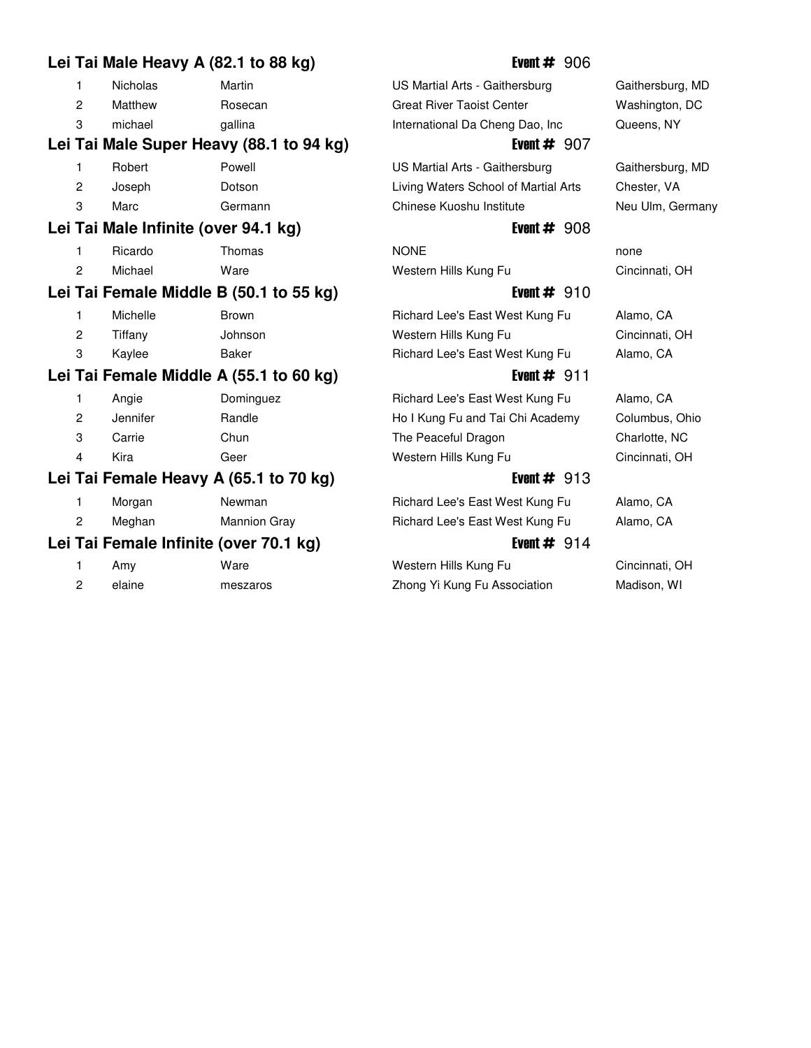## Lei Tai Male Heavy A (82.1 to 88 kg) — Event # 906

| | | | | |
|---|---|---|---|---|
| 1 | Nicholas | Martin | US Martial Arts - Gaithersburg | Gaithersburg, MD |
| 2 | Matthew | Rosecan | Great River Taoist Center | Washington, DC |
| 3 | michael | gallina | International Da Cheng Dao, Inc | Queens, NY |

## Lei Tai Male Super Heavy (88.1 to 94 kg) — Event # 907

| | | | | |
|---|---|---|---|---|
| 1 | Robert | Powell | US Martial Arts - Gaithersburg | Gaithersburg, MD |
| 2 | Joseph | Dotson | Living Waters School of Martial Arts | Chester, VA |
| 3 | Marc | Germann | Chinese Kuoshu Institute | Neu Ulm, Germany |

## Lei Tai Male Infinite (over 94.1 kg) — Event # 908

| | | | | |
|---|---|---|---|---|
| 1 | Ricardo | Thomas | NONE | none |
| 2 | Michael | Ware | Western Hills Kung Fu | Cincinnati, OH |

## Lei Tai Female Middle B (50.1 to 55 kg) — Event # 910

| | | | | |
|---|---|---|---|---|
| 1 | Michelle | Brown | Richard Lee's East West Kung Fu | Alamo, CA |
| 2 | Tiffany | Johnson | Western Hills Kung Fu | Cincinnati, OH |
| 3 | Kaylee | Baker | Richard Lee's East West Kung Fu | Alamo, CA |

## Lei Tai Female Middle A (55.1 to 60 kg) — Event # 911

| | | | | |
|---|---|---|---|---|
| 1 | Angie | Dominguez | Richard Lee's East West Kung Fu | Alamo, CA |
| 2 | Jennifer | Randle | Ho I Kung Fu and Tai Chi Academy | Columbus, Ohio |
| 3 | Carrie | Chun | The Peaceful Dragon | Charlotte, NC |
| 4 | Kira | Geer | Western Hills Kung Fu | Cincinnati, OH |

## Lei Tai Female Heavy A (65.1 to 70 kg) — Event # 913

| | | | | |
|---|---|---|---|---|
| 1 | Morgan | Newman | Richard Lee's East West Kung Fu | Alamo, CA |
| 2 | Meghan | Mannion Gray | Richard Lee's East West Kung Fu | Alamo, CA |

## Lei Tai Female Infinite (over 70.1 kg) — Event # 914

| | | | | |
|---|---|---|---|---|
| 1 | Amy | Ware | Western Hills Kung Fu | Cincinnati, OH |
| 2 | elaine | meszaros | Zhong Yi Kung Fu Association | Madison, WI |